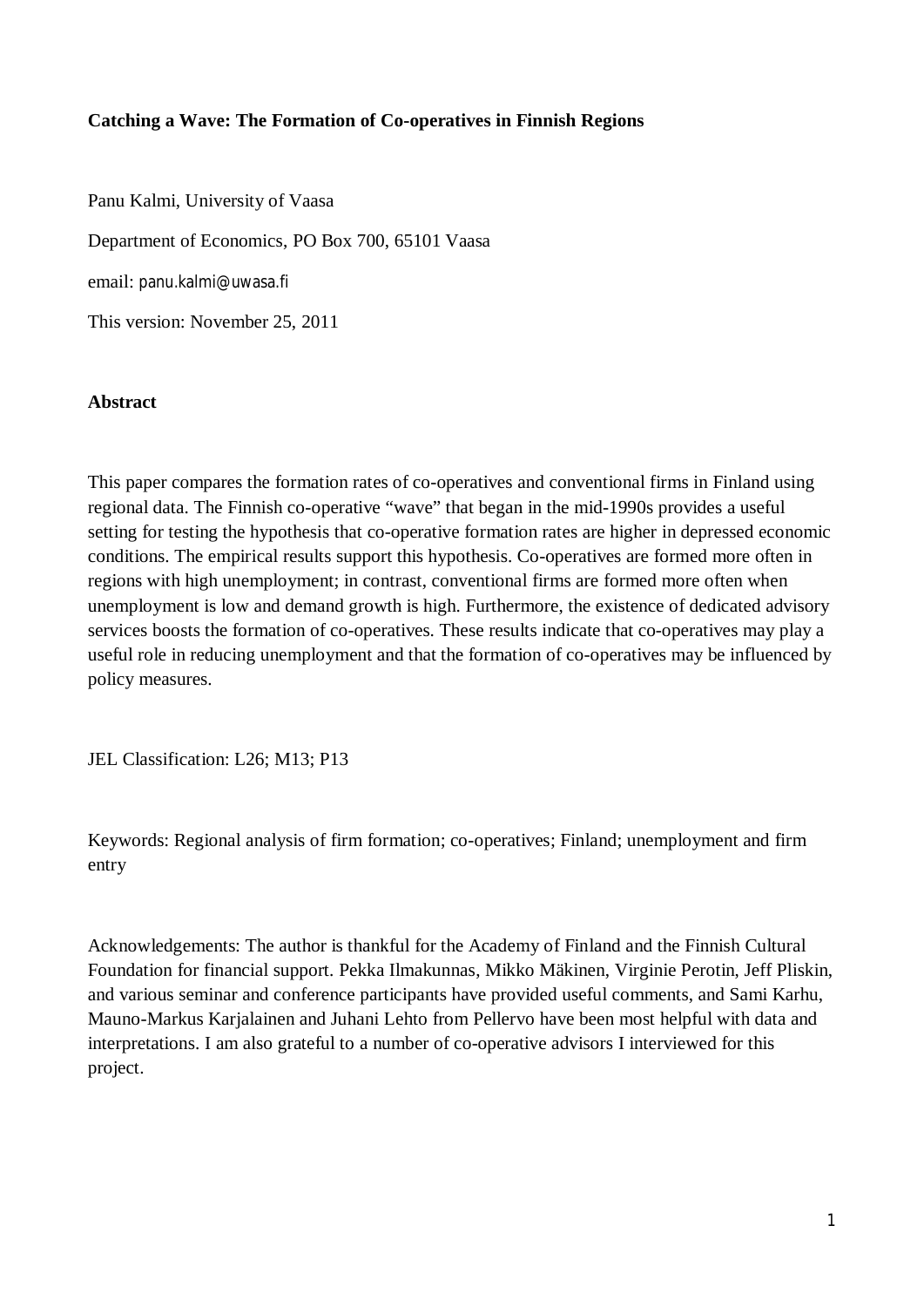# Catching a Wave: The Formation of Co-operatives in Finnish Regions

Panu Kalmi, University of Vaasa

Department of Economics, PO Box 700, 65101 Vaasa

email: panu.kalmi@uwasa.fi

This version: November 25, 2011

## Abstract

This paper compares the formation rates of co-operatives and conventional firms in Finland using regional data. The Finnish co-operative "wave" that began in the mid-1990s provides a useful setting for testing the hypothesis that co-operative formation rates are higher in depressed economic conditions. The empirical results support this hypothesis. Co-operatives are formed more often in regions with high unemployment; in contrast, conventional firms are formed more often when unemployment is low and demand growth is high. Furthermore, the existence of dedicated advisory services boosts the formation of co-operatives. These results indicate that co-operatives may play a useful role in reducing unemployment and that the formation of co-operatives may be influenced by policy measures.

JEL Classification: L26; M13; P13

Keywords: Regional analysis of firm formation; co-operatives; Finland; unemployment and firm entry

Acknowledgements: The author is thankful for the Academy of Finland and the Finnish Cultural Foundation for financial support. Pekka Ilmakunnas, Mikko Mäkinen, Virginie Perotin, Jeff Pliskin, and various seminar and conference participants have provided useful comments, and Sami Karhu, Mauno-Markus Karjalainen and Juhani Lehto from Pellervo have been most helpful with data and interpretations. I am also grateful to a number of co-operative advisors I interviewed for this project.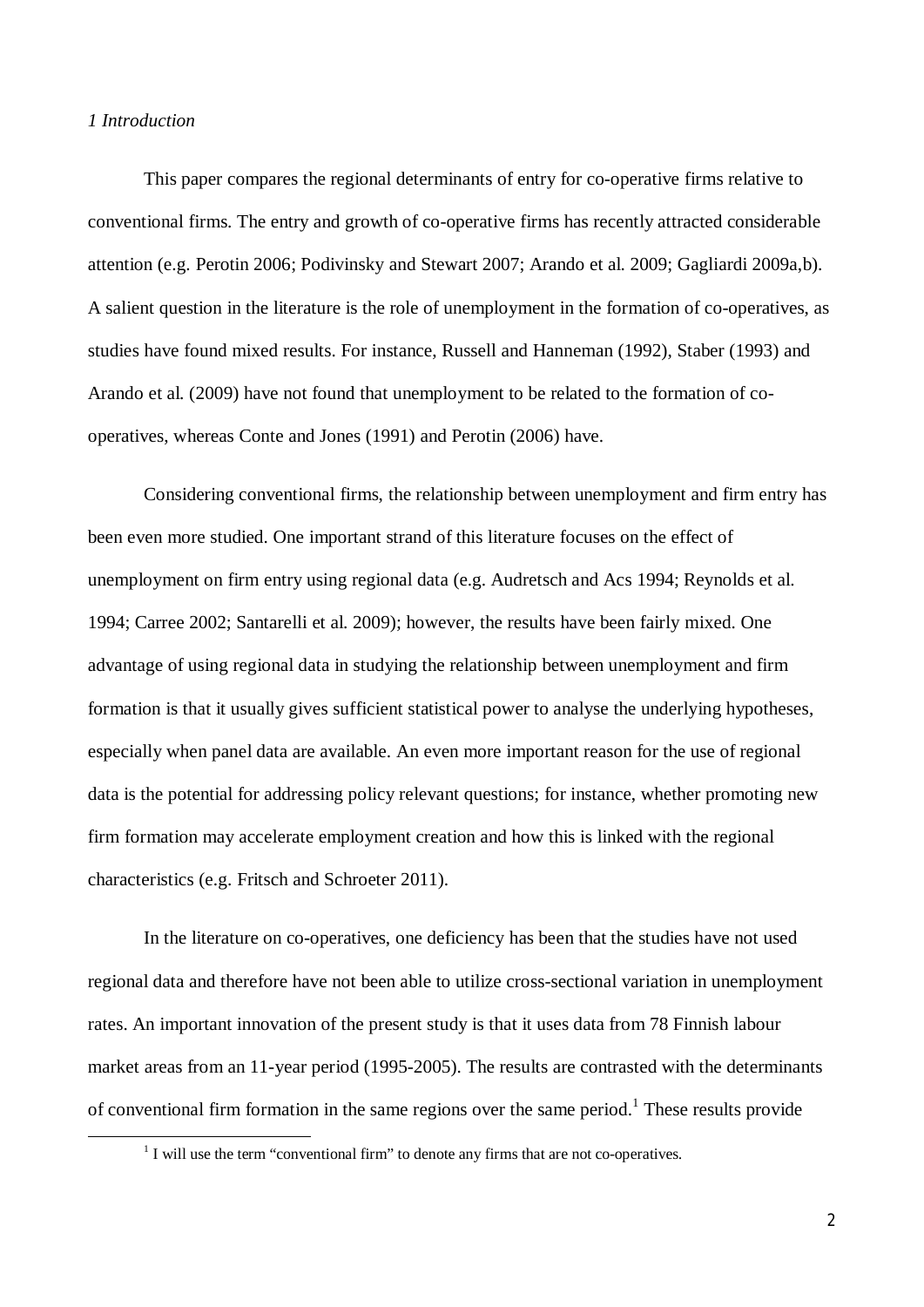*1 Introduction*

This paper compares the regional determinants of entry for co-operative firms relative to conventional firms. The entry and growth of co-operative firms has recently attracted considerable attention (e.g. Perotin 2006; Podivinsky and Stewart 2007; Arando et al. 2009; Gagliardi 2009a,b). A salient question in the literature is the role of unemployment in the formation of co-operatives, as studies have found mixed results. For instance, Russell and Hanneman (1992), Staber (1993) and Arando et al. (2009) have not found that unemployment to be related to the formation of co-operatives, whereas Conte and Jones (1991) and Perotin (2006) have.

Considering conventional firms, the relationship between unemployment and firm entry has been even more studied. One important strand of this literature focuses on the effect of unemployment on firm entry using regional data (e.g. Audretsch and Acs 1994; Reynolds et al. 1994; Carree 2002; Santarelli et al. 2009); however, the results have been fairly mixed. One advantage of using regional data in studying the relationship between unemployment and firm formation is that it usually gives sufficient statistical power to analyse the underlying hypotheses, especially when panel data are available. An even more important reason for the use of regional data is the potential for addressing policy relevant questions; for instance, whether promoting new firm formation may accelerate employment creation and how this is linked with the regional characteristics (e.g. Fritsch and Schroeter 2011).

In the literature on co-operatives, one deficiency has been that the studies have not used regional data and therefore have not been able to utilize cross-sectional variation in unemployment rates. An important innovation of the present study is that it uses data from 78 Finnish labour market areas from an 11-year period (1995-2005). The results are contrasted with the determinants of conventional firm formation in the same regions over the same period.[1] These results provide

[1] I will use the term "conventional firm" to denote any firms that are not co-operatives.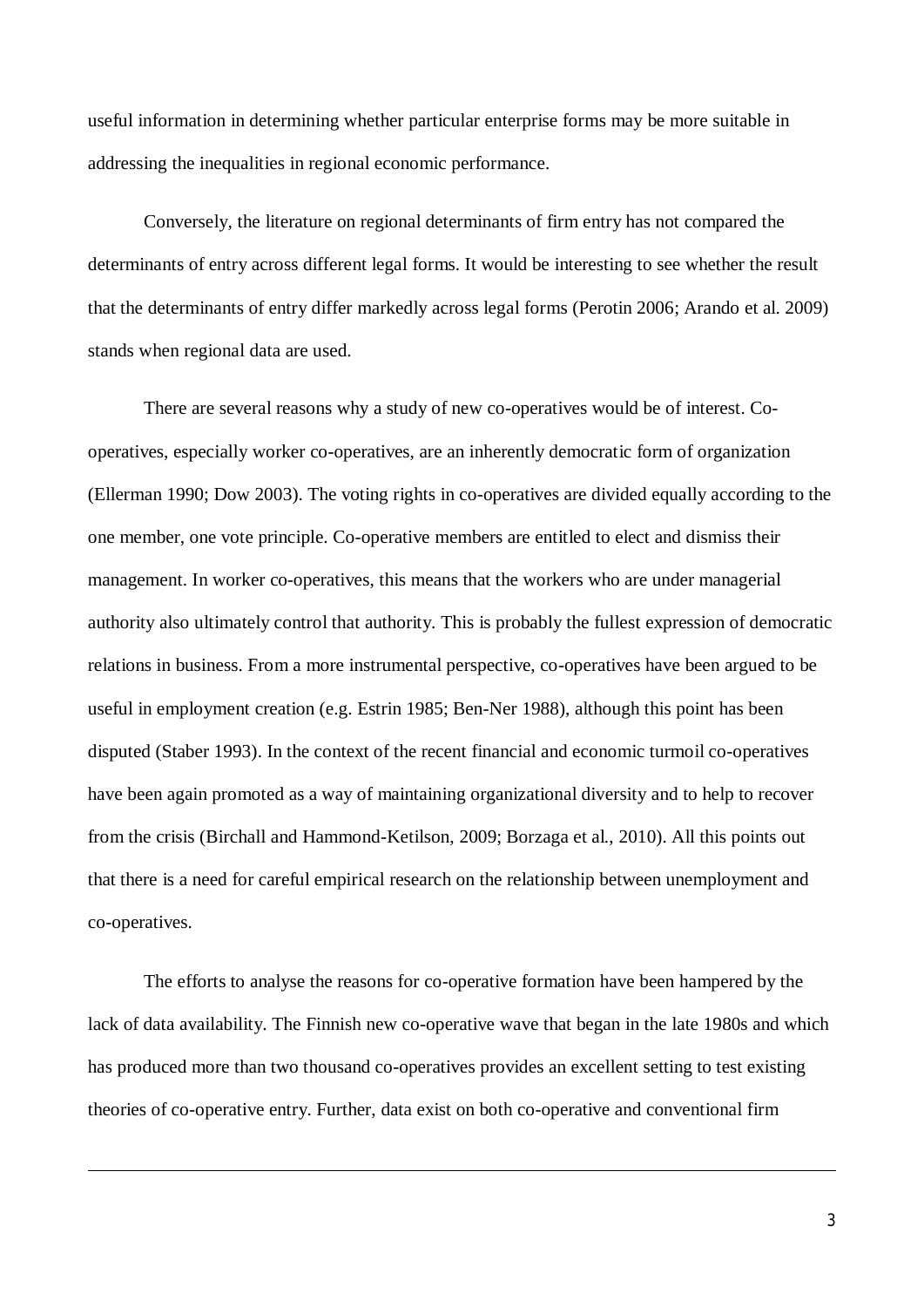useful information in determining whether particular enterprise forms may be more suitable in addressing the inequalities in regional economic performance.

Conversely, the literature on regional determinants of firm entry has not compared the determinants of entry across different legal forms. It would be interesting to see whether the result that the determinants of entry differ markedly across legal forms (Perotin 2006; Arando et al. 2009) stands when regional data are used.

There are several reasons why a study of new co-operatives would be of interest. Co-operatives, especially worker co-operatives, are an inherently democratic form of organization (Ellerman 1990; Dow 2003). The voting rights in co-operatives are divided equally according to the one member, one vote principle. Co-operative members are entitled to elect and dismiss their management. In worker co-operatives, this means that the workers who are under managerial authority also ultimately control that authority. This is probably the fullest expression of democratic relations in business. From a more instrumental perspective, co-operatives have been argued to be useful in employment creation (e.g. Estrin 1985; Ben-Ner 1988), although this point has been disputed (Staber 1993). In the context of the recent financial and economic turmoil co-operatives have been again promoted as a way of maintaining organizational diversity and to help to recover from the crisis (Birchall and Hammond-Ketilson, 2009; Borzaga et al., 2010). All this points out that there is a need for careful empirical research on the relationship between unemployment and co-operatives.

The efforts to analyse the reasons for co-operative formation have been hampered by the lack of data availability. The Finnish new co-operative wave that began in the late 1980s and which has produced more than two thousand co-operatives provides an excellent setting to test existing theories of co-operative entry. Further, data exist on both co-operative and conventional firm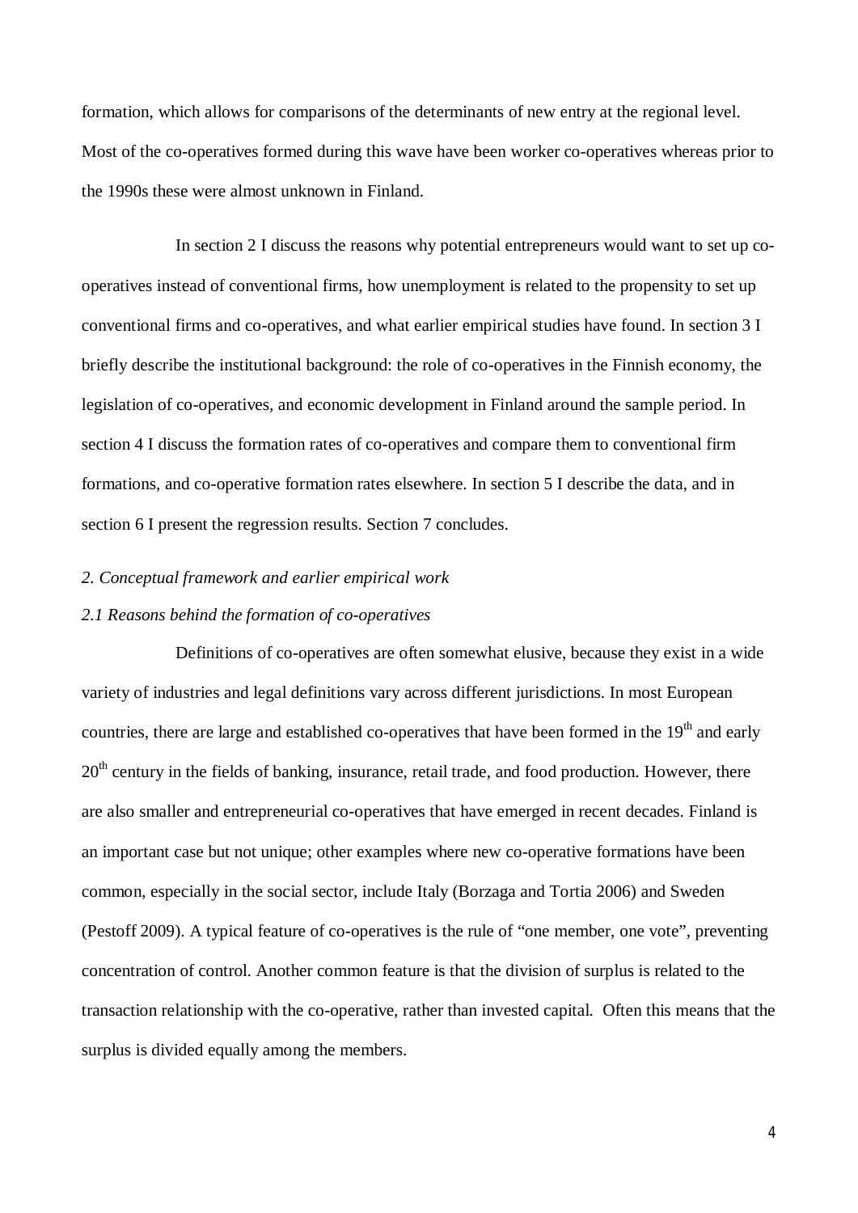formation, which allows for comparisons of the determinants of new entry at the regional level. Most of the co-operatives formed during this wave have been worker co-operatives whereas prior to the 1990s these were almost unknown in Finland.

In section 2 I discuss the reasons why potential entrepreneurs would want to set up co-operatives instead of conventional firms, how unemployment is related to the propensity to set up conventional firms and co-operatives, and what earlier empirical studies have found. In section 3 I briefly describe the institutional background: the role of co-operatives in the Finnish economy, the legislation of co-operatives, and economic development in Finland around the sample period. In section 4 I discuss the formation rates of co-operatives and compare them to conventional firm formations, and co-operative formation rates elsewhere. In section 5 I describe the data, and in section 6 I present the regression results. Section 7 concludes.

## *2. Conceptual framework and earlier empirical work*

### *2.1 Reasons behind the formation of co-operatives*

Definitions of co-operatives are often somewhat elusive, because they exist in a wide variety of industries and legal definitions vary across different jurisdictions. In most European countries, there are large and established co-operatives that have been formed in the 19th and early 20th century in the fields of banking, insurance, retail trade, and food production. However, there are also smaller and entrepreneurial co-operatives that have emerged in recent decades. Finland is an important case but not unique; other examples where new co-operative formations have been common, especially in the social sector, include Italy (Borzaga and Tortia 2006) and Sweden (Pestoff 2009). A typical feature of co-operatives is the rule of "one member, one vote", preventing concentration of control. Another common feature is that the division of surplus is related to the transaction relationship with the co-operative, rather than invested capital. Often this means that the surplus is divided equally among the members.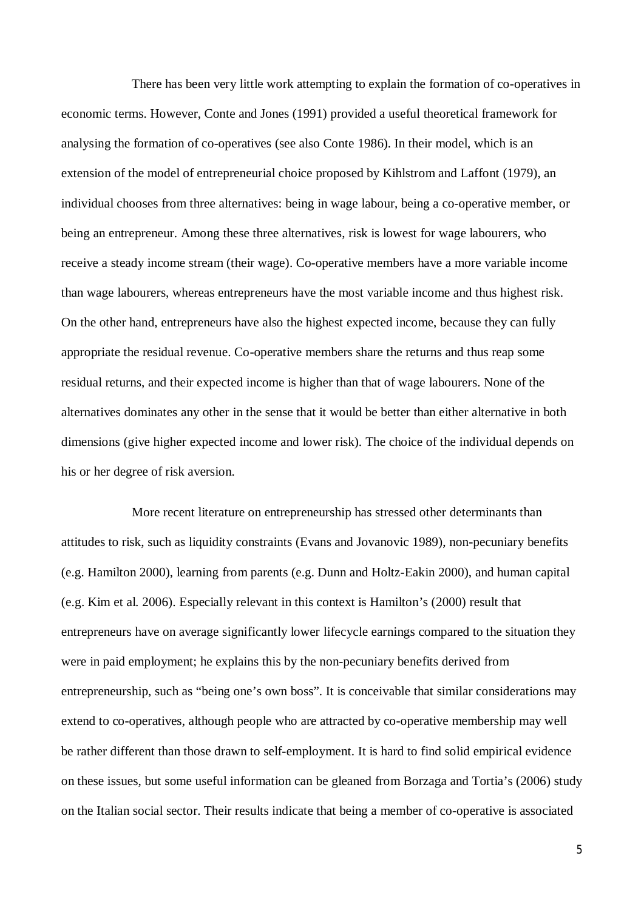There has been very little work attempting to explain the formation of co-operatives in economic terms. However, Conte and Jones (1991) provided a useful theoretical framework for analysing the formation of co-operatives (see also Conte 1986). In their model, which is an extension of the model of entrepreneurial choice proposed by Kihlstrom and Laffont (1979), an individual chooses from three alternatives: being in wage labour, being a co-operative member, or being an entrepreneur. Among these three alternatives, risk is lowest for wage labourers, who receive a steady income stream (their wage). Co-operative members have a more variable income than wage labourers, whereas entrepreneurs have the most variable income and thus highest risk. On the other hand, entrepreneurs have also the highest expected income, because they can fully appropriate the residual revenue. Co-operative members share the returns and thus reap some residual returns, and their expected income is higher than that of wage labourers. None of the alternatives dominates any other in the sense that it would be better than either alternative in both dimensions (give higher expected income and lower risk). The choice of the individual depends on his or her degree of risk aversion.

More recent literature on entrepreneurship has stressed other determinants than attitudes to risk, such as liquidity constraints (Evans and Jovanovic 1989), non-pecuniary benefits (e.g. Hamilton 2000), learning from parents (e.g. Dunn and Holtz-Eakin 2000), and human capital (e.g. Kim et al. 2006). Especially relevant in this context is Hamilton's (2000) result that entrepreneurs have on average significantly lower lifecycle earnings compared to the situation they were in paid employment; he explains this by the non-pecuniary benefits derived from entrepreneurship, such as "being one's own boss". It is conceivable that similar considerations may extend to co-operatives, although people who are attracted by co-operative membership may well be rather different than those drawn to self-employment. It is hard to find solid empirical evidence on these issues, but some useful information can be gleaned from Borzaga and Tortia's (2006) study on the Italian social sector. Their results indicate that being a member of co-operative is associated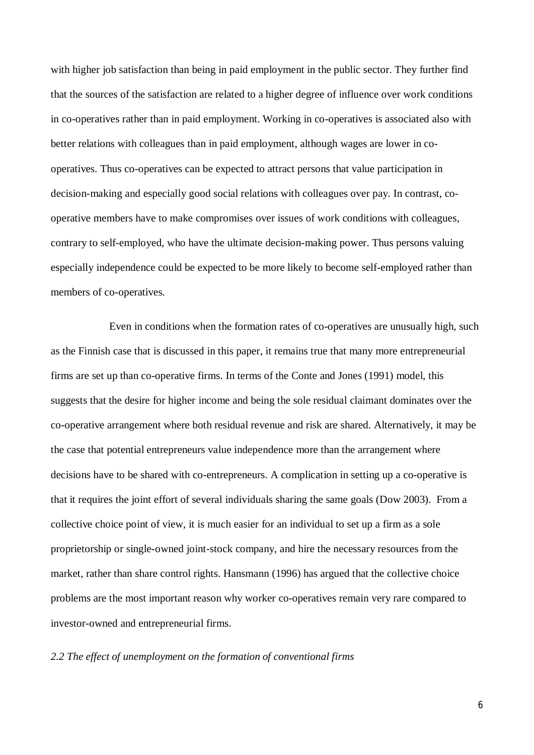with higher job satisfaction than being in paid employment in the public sector. They further find that the sources of the satisfaction are related to a higher degree of influence over work conditions in co-operatives rather than in paid employment. Working in co-operatives is associated also with better relations with colleagues than in paid employment, although wages are lower in co-operatives. Thus co-operatives can be expected to attract persons that value participation in decision-making and especially good social relations with colleagues over pay. In contrast, co-operative members have to make compromises over issues of work conditions with colleagues, contrary to self-employed, who have the ultimate decision-making power. Thus persons valuing especially independence could be expected to be more likely to become self-employed rather than members of co-operatives.

Even in conditions when the formation rates of co-operatives are unusually high, such as the Finnish case that is discussed in this paper, it remains true that many more entrepreneurial firms are set up than co-operative firms. In terms of the Conte and Jones (1991) model, this suggests that the desire for higher income and being the sole residual claimant dominates over the co-operative arrangement where both residual revenue and risk are shared. Alternatively, it may be the case that potential entrepreneurs value independence more than the arrangement where decisions have to be shared with co-entrepreneurs. A complication in setting up a co-operative is that it requires the joint effort of several individuals sharing the same goals (Dow 2003). From a collective choice point of view, it is much easier for an individual to set up a firm as a sole proprietorship or single-owned joint-stock company, and hire the necessary resources from the market, rather than share control rights. Hansmann (1996) has argued that the collective choice problems are the most important reason why worker co-operatives remain very rare compared to investor-owned and entrepreneurial firms.

### *2.2 The effect of unemployment on the formation of conventional firms*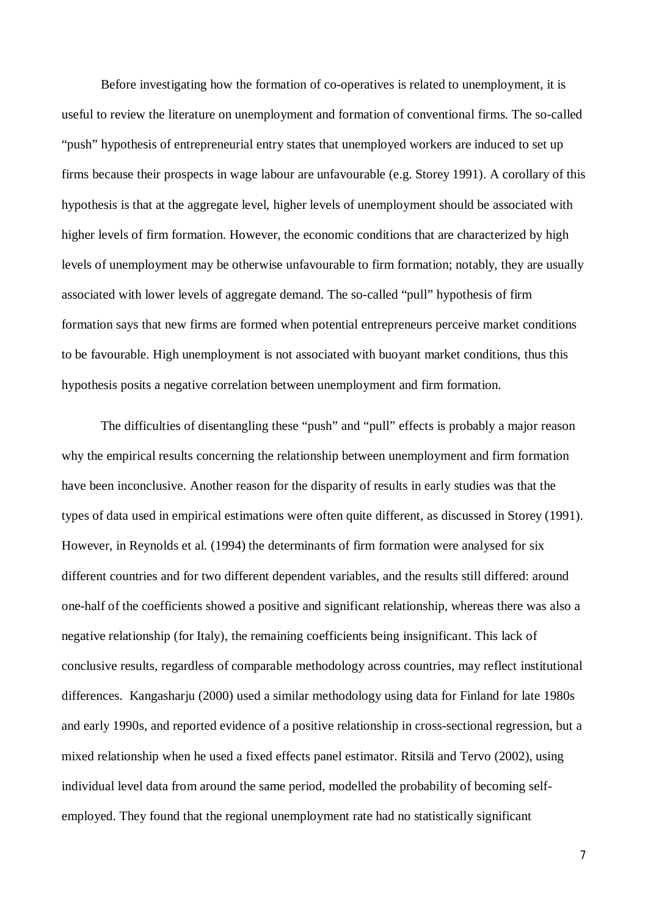Before investigating how the formation of co-operatives is related to unemployment, it is useful to review the literature on unemployment and formation of conventional firms. The so-called "push" hypothesis of entrepreneurial entry states that unemployed workers are induced to set up firms because their prospects in wage labour are unfavourable (e.g. Storey 1991). A corollary of this hypothesis is that at the aggregate level, higher levels of unemployment should be associated with higher levels of firm formation. However, the economic conditions that are characterized by high levels of unemployment may be otherwise unfavourable to firm formation; notably, they are usually associated with lower levels of aggregate demand. The so-called "pull" hypothesis of firm formation says that new firms are formed when potential entrepreneurs perceive market conditions to be favourable. High unemployment is not associated with buoyant market conditions, thus this hypothesis posits a negative correlation between unemployment and firm formation.

The difficulties of disentangling these "push" and "pull" effects is probably a major reason why the empirical results concerning the relationship between unemployment and firm formation have been inconclusive. Another reason for the disparity of results in early studies was that the types of data used in empirical estimations were often quite different, as discussed in Storey (1991). However, in Reynolds et al. (1994) the determinants of firm formation were analysed for six different countries and for two different dependent variables, and the results still differed: around one-half of the coefficients showed a positive and significant relationship, whereas there was also a negative relationship (for Italy), the remaining coefficients being insignificant. This lack of conclusive results, regardless of comparable methodology across countries, may reflect institutional differences. Kangasharju (2000) used a similar methodology using data for Finland for late 1980s and early 1990s, and reported evidence of a positive relationship in cross-sectional regression, but a mixed relationship when he used a fixed effects panel estimator. Ritsilä and Tervo (2002), using individual level data from around the same period, modelled the probability of becoming self-employed. They found that the regional unemployment rate had no statistically significant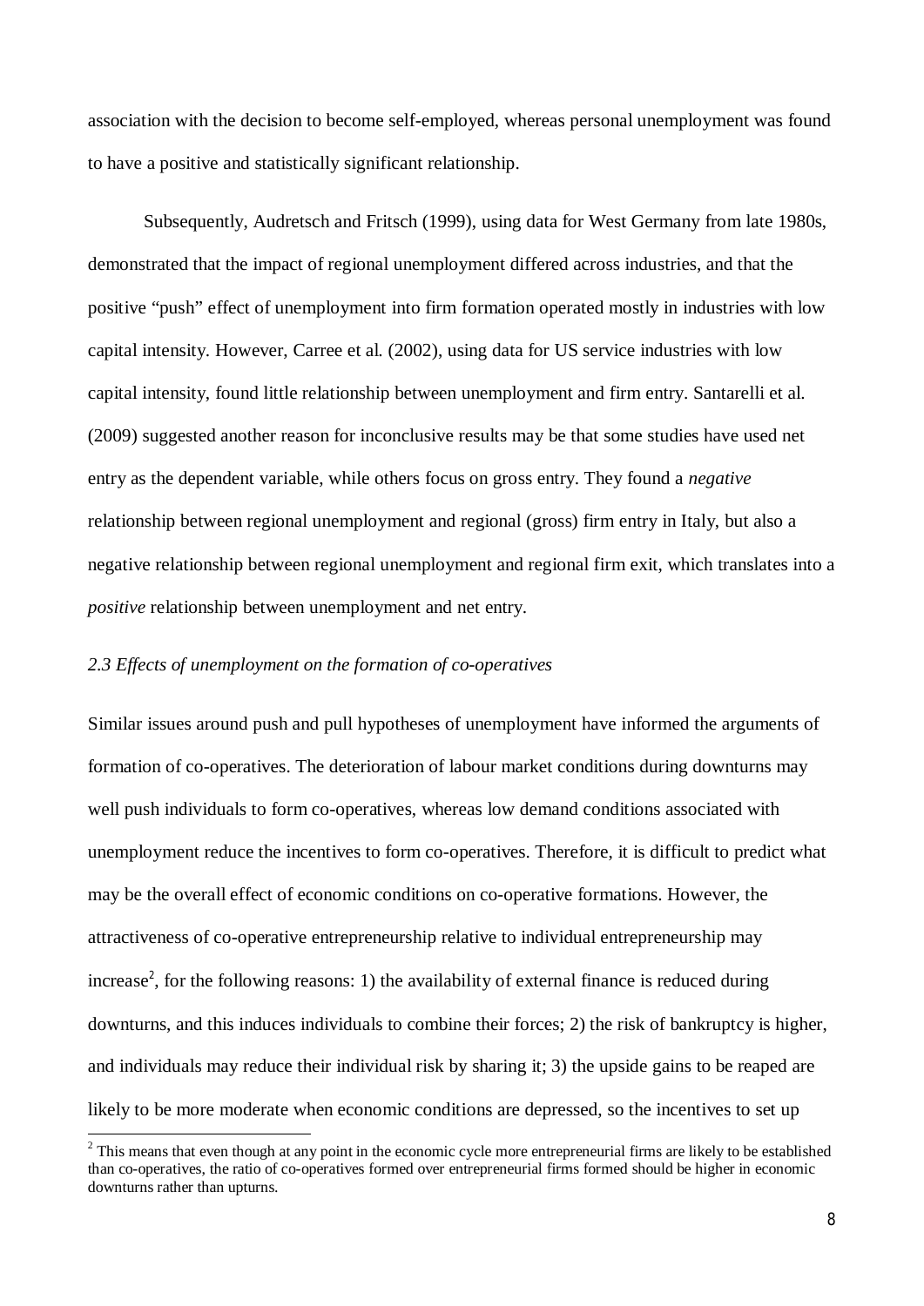association with the decision to become self-employed, whereas personal unemployment was found to have a positive and statistically significant relationship.

Subsequently, Audretsch and Fritsch (1999), using data for West Germany from late 1980s, demonstrated that the impact of regional unemployment differed across industries, and that the positive "push" effect of unemployment into firm formation operated mostly in industries with low capital intensity. However, Carree et al. (2002), using data for US service industries with low capital intensity, found little relationship between unemployment and firm entry. Santarelli et al. (2009) suggested another reason for inconclusive results may be that some studies have used net entry as the dependent variable, while others focus on gross entry. They found a *negative* relationship between regional unemployment and regional (gross) firm entry in Italy, but also a negative relationship between regional unemployment and regional firm exit, which translates into a *positive* relationship between unemployment and net entry.

### *2.3 Effects of unemployment on the formation of co-operatives*

Similar issues around push and pull hypotheses of unemployment have informed the arguments of formation of co-operatives. The deterioration of labour market conditions during downturns may well push individuals to form co-operatives, whereas low demand conditions associated with unemployment reduce the incentives to form co-operatives. Therefore, it is difficult to predict what may be the overall effect of economic conditions on co-operative formations. However, the attractiveness of co-operative entrepreneurship relative to individual entrepreneurship may increase[2], for the following reasons: 1) the availability of external finance is reduced during downturns, and this induces individuals to combine their forces; 2) the risk of bankruptcy is higher, and individuals may reduce their individual risk by sharing it; 3) the upside gains to be reaped are likely to be more moderate when economic conditions are depressed, so the incentives to set up

[2] This means that even though at any point in the economic cycle more entrepreneurial firms are likely to be established than co-operatives, the ratio of co-operatives formed over entrepreneurial firms formed should be higher in economic downturns rather than upturns.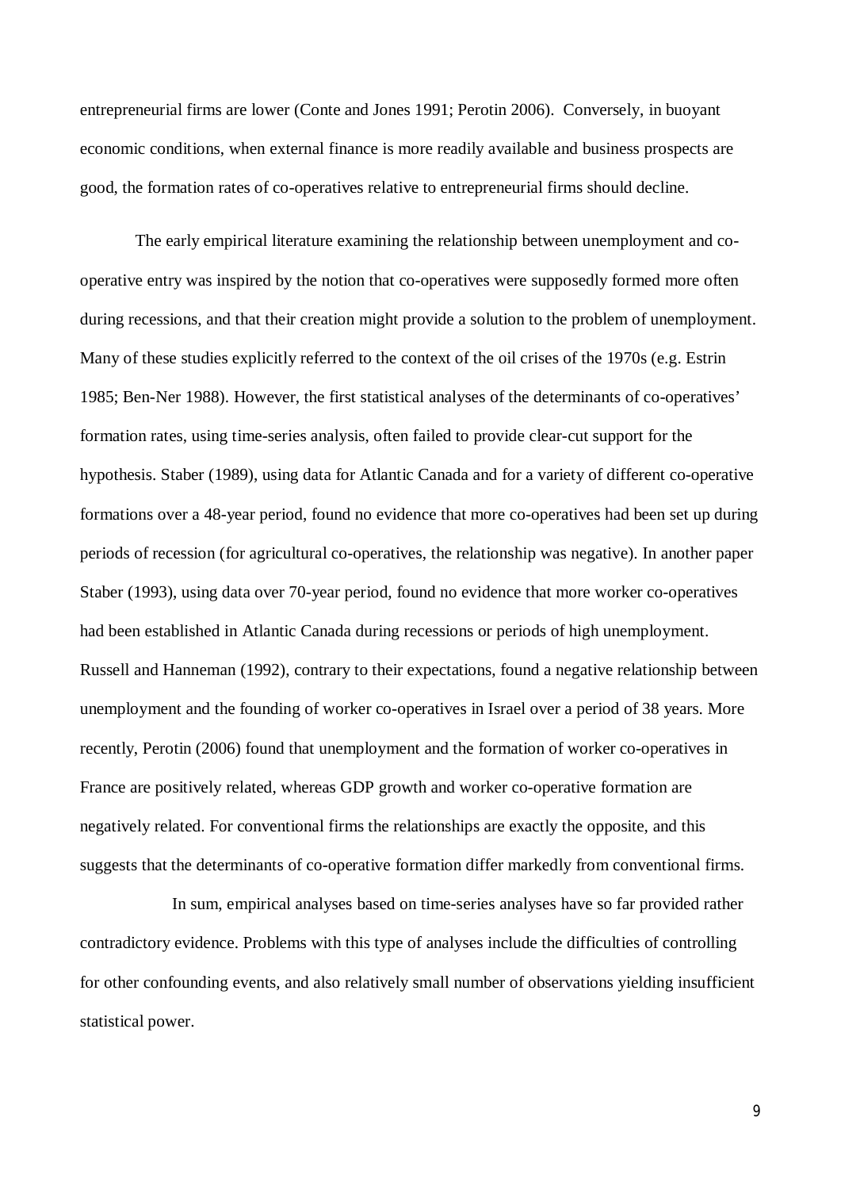entrepreneurial firms are lower (Conte and Jones 1991; Perotin 2006). Conversely, in buoyant economic conditions, when external finance is more readily available and business prospects are good, the formation rates of co-operatives relative to entrepreneurial firms should decline.

The early empirical literature examining the relationship between unemployment and co-operative entry was inspired by the notion that co-operatives were supposedly formed more often during recessions, and that their creation might provide a solution to the problem of unemployment. Many of these studies explicitly referred to the context of the oil crises of the 1970s (e.g. Estrin 1985; Ben-Ner 1988). However, the first statistical analyses of the determinants of co-operatives' formation rates, using time-series analysis, often failed to provide clear-cut support for the hypothesis. Staber (1989), using data for Atlantic Canada and for a variety of different co-operative formations over a 48-year period, found no evidence that more co-operatives had been set up during periods of recession (for agricultural co-operatives, the relationship was negative). In another paper Staber (1993), using data over 70-year period, found no evidence that more worker co-operatives had been established in Atlantic Canada during recessions or periods of high unemployment. Russell and Hanneman (1992), contrary to their expectations, found a negative relationship between unemployment and the founding of worker co-operatives in Israel over a period of 38 years. More recently, Perotin (2006) found that unemployment and the formation of worker co-operatives in France are positively related, whereas GDP growth and worker co-operative formation are negatively related. For conventional firms the relationships are exactly the opposite, and this suggests that the determinants of co-operative formation differ markedly from conventional firms.

In sum, empirical analyses based on time-series analyses have so far provided rather contradictory evidence. Problems with this type of analyses include the difficulties of controlling for other confounding events, and also relatively small number of observations yielding insufficient statistical power.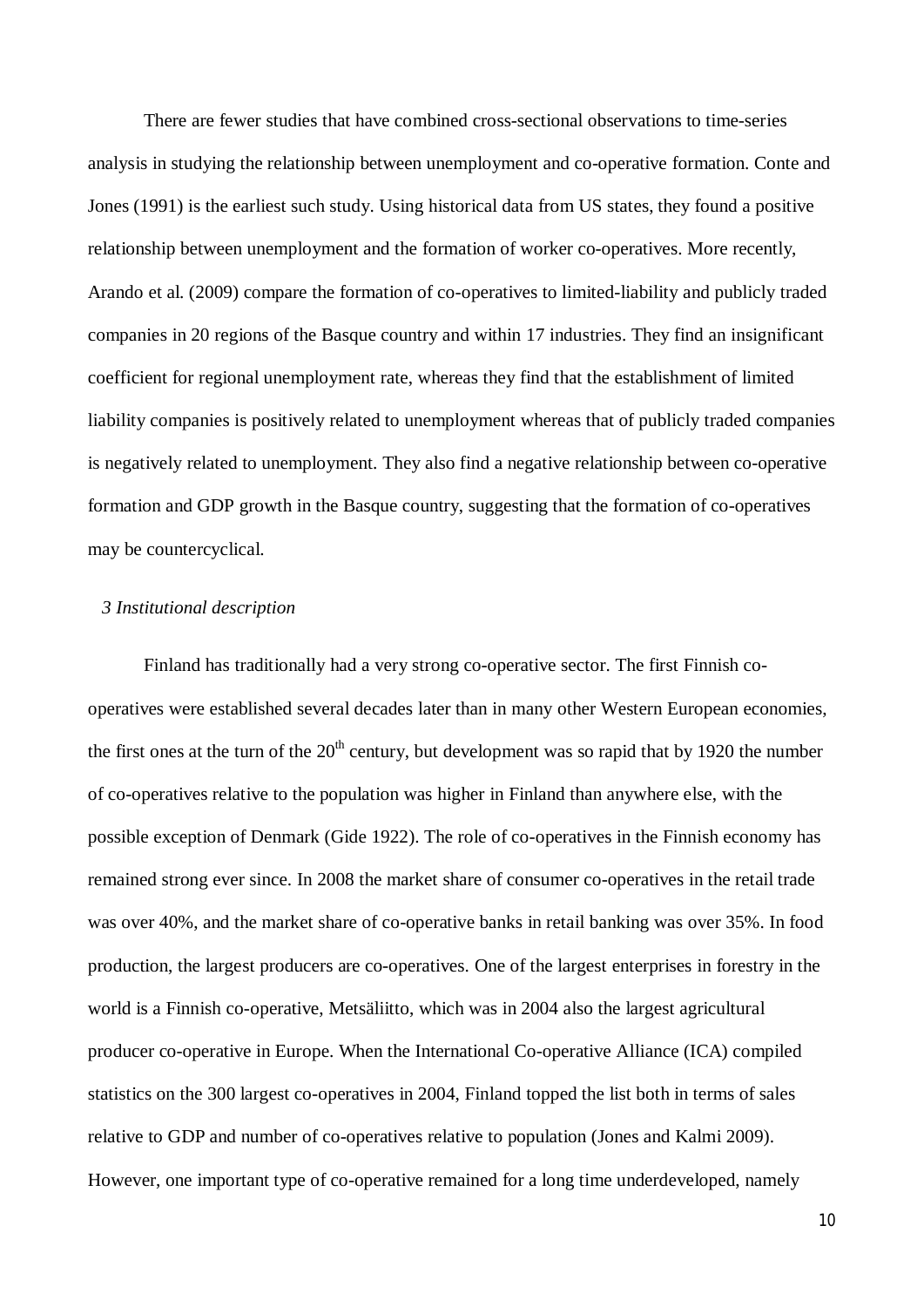There are fewer studies that have combined cross-sectional observations to time-series analysis in studying the relationship between unemployment and co-operative formation. Conte and Jones (1991) is the earliest such study. Using historical data from US states, they found a positive relationship between unemployment and the formation of worker co-operatives. More recently, Arando et al. (2009) compare the formation of co-operatives to limited-liability and publicly traded companies in 20 regions of the Basque country and within 17 industries. They find an insignificant coefficient for regional unemployment rate, whereas they find that the establishment of limited liability companies is positively related to unemployment whereas that of publicly traded companies is negatively related to unemployment. They also find a negative relationship between co-operative formation and GDP growth in the Basque country, suggesting that the formation of co-operatives may be countercyclical.

### *3 Institutional description*

Finland has traditionally had a very strong co-operative sector. The first Finnish co-operatives were established several decades later than in many other Western European economies, the first ones at the turn of the 20th century, but development was so rapid that by 1920 the number of co-operatives relative to the population was higher in Finland than anywhere else, with the possible exception of Denmark (Gide 1922). The role of co-operatives in the Finnish economy has remained strong ever since. In 2008 the market share of consumer co-operatives in the retail trade was over 40%, and the market share of co-operative banks in retail banking was over 35%. In food production, the largest producers are co-operatives. One of the largest enterprises in forestry in the world is a Finnish co-operative, Metsäliitto, which was in 2004 also the largest agricultural producer co-operative in Europe. When the International Co-operative Alliance (ICA) compiled statistics on the 300 largest co-operatives in 2004, Finland topped the list both in terms of sales relative to GDP and number of co-operatives relative to population (Jones and Kalmi 2009). However, one important type of co-operative remained for a long time underdeveloped, namely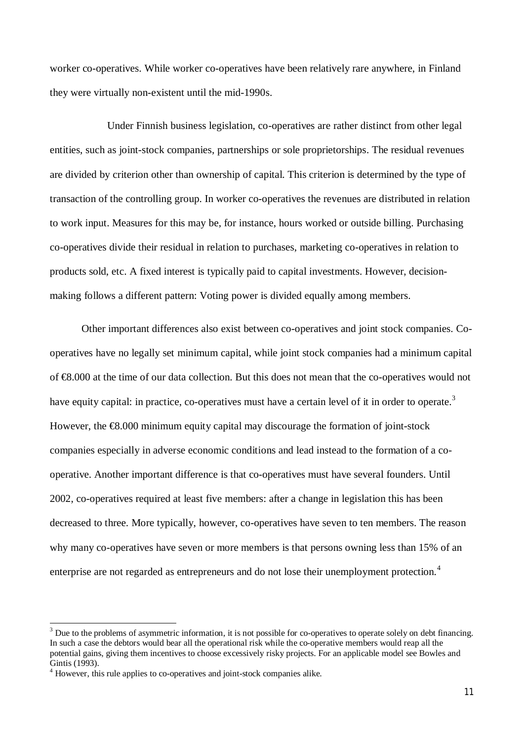worker co-operatives. While worker co-operatives have been relatively rare anywhere, in Finland they were virtually non-existent until the mid-1990s.

Under Finnish business legislation, co-operatives are rather distinct from other legal entities, such as joint-stock companies, partnerships or sole proprietorships. The residual revenues are divided by criterion other than ownership of capital. This criterion is determined by the type of transaction of the controlling group. In worker co-operatives the revenues are distributed in relation to work input. Measures for this may be, for instance, hours worked or outside billing. Purchasing co-operatives divide their residual in relation to purchases, marketing co-operatives in relation to products sold, etc. A fixed interest is typically paid to capital investments. However, decision-making follows a different pattern: Voting power is divided equally among members.

Other important differences also exist between co-operatives and joint stock companies. Co-operatives have no legally set minimum capital, while joint stock companies had a minimum capital of €8.000 at the time of our data collection. But this does not mean that the co-operatives would not have equity capital: in practice, co-operatives must have a certain level of it in order to operate.[3] However, the €8.000 minimum equity capital may discourage the formation of joint-stock companies especially in adverse economic conditions and lead instead to the formation of a co-operative. Another important difference is that co-operatives must have several founders. Until 2002, co-operatives required at least five members: after a change in legislation this has been decreased to three. More typically, however, co-operatives have seven to ten members. The reason why many co-operatives have seven or more members is that persons owning less than 15% of an enterprise are not regarded as entrepreneurs and do not lose their unemployment protection.[4]

[3] Due to the problems of asymmetric information, it is not possible for co-operatives to operate solely on debt financing. In such a case the debtors would bear all the operational risk while the co-operative members would reap all the potential gains, giving them incentives to choose excessively risky projects. For an applicable model see Bowles and Gintis (1993).

[4] However, this rule applies to co-operatives and joint-stock companies alike.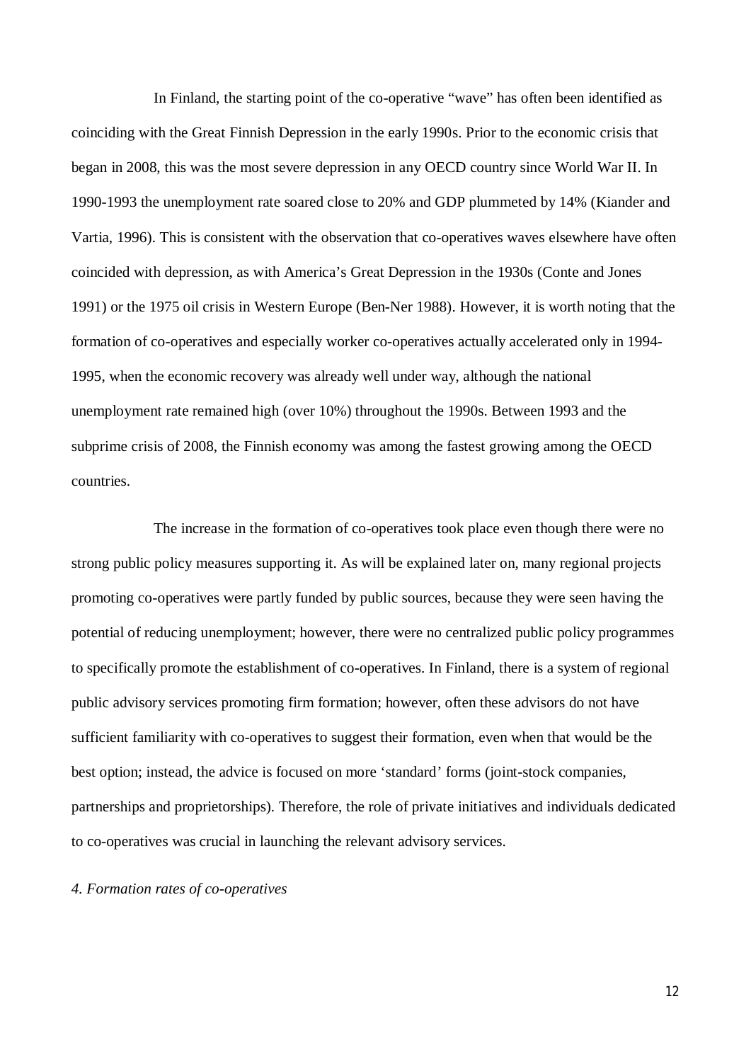In Finland, the starting point of the co-operative "wave" has often been identified as coinciding with the Great Finnish Depression in the early 1990s. Prior to the economic crisis that began in 2008, this was the most severe depression in any OECD country since World War II. In 1990-1993 the unemployment rate soared close to 20% and GDP plummeted by 14% (Kiander and Vartia, 1996). This is consistent with the observation that co-operatives waves elsewhere have often coincided with depression, as with America's Great Depression in the 1930s (Conte and Jones 1991) or the 1975 oil crisis in Western Europe (Ben-Ner 1988). However, it is worth noting that the formation of co-operatives and especially worker co-operatives actually accelerated only in 1994-1995, when the economic recovery was already well under way, although the national unemployment rate remained high (over 10%) throughout the 1990s. Between 1993 and the subprime crisis of 2008, the Finnish economy was among the fastest growing among the OECD countries.

The increase in the formation of co-operatives took place even though there were no strong public policy measures supporting it. As will be explained later on, many regional projects promoting co-operatives were partly funded by public sources, because they were seen having the potential of reducing unemployment; however, there were no centralized public policy programmes to specifically promote the establishment of co-operatives. In Finland, there is a system of regional public advisory services promoting firm formation; however, often these advisors do not have sufficient familiarity with co-operatives to suggest their formation, even when that would be the best option; instead, the advice is focused on more 'standard' forms (joint-stock companies, partnerships and proprietorships). Therefore, the role of private initiatives and individuals dedicated to co-operatives was crucial in launching the relevant advisory services.

## *4. Formation rates of co-operatives*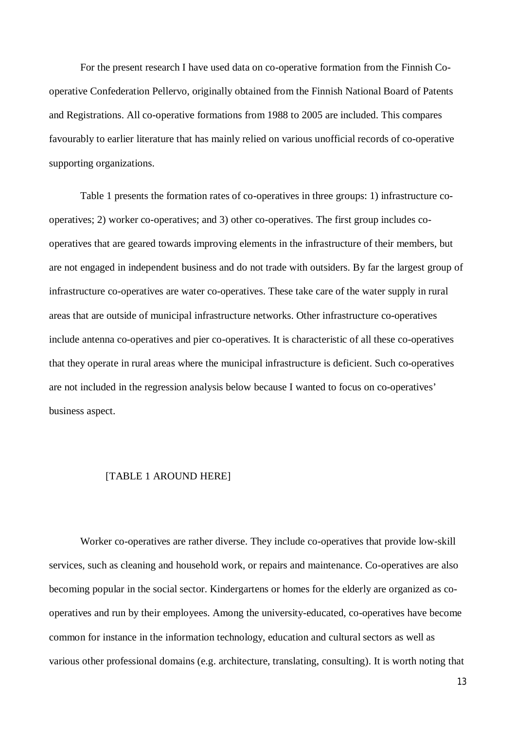For the present research I have used data on co-operative formation from the Finnish Co-operative Confederation Pellervo, originally obtained from the Finnish National Board of Patents and Registrations. All co-operative formations from 1988 to 2005 are included. This compares favourably to earlier literature that has mainly relied on various unofficial records of co-operative supporting organizations.

Table 1 presents the formation rates of co-operatives in three groups: 1) infrastructure co-operatives; 2) worker co-operatives; and 3) other co-operatives. The first group includes co-operatives that are geared towards improving elements in the infrastructure of their members, but are not engaged in independent business and do not trade with outsiders. By far the largest group of infrastructure co-operatives are water co-operatives. These take care of the water supply in rural areas that are outside of municipal infrastructure networks. Other infrastructure co-operatives include antenna co-operatives and pier co-operatives. It is characteristic of all these co-operatives that they operate in rural areas where the municipal infrastructure is deficient. Such co-operatives are not included in the regression analysis below because I wanted to focus on co-operatives' business aspect.

[TABLE 1 AROUND HERE]

Worker co-operatives are rather diverse. They include co-operatives that provide low-skill services, such as cleaning and household work, or repairs and maintenance. Co-operatives are also becoming popular in the social sector. Kindergartens or homes for the elderly are organized as co-operatives and run by their employees. Among the university-educated, co-operatives have become common for instance in the information technology, education and cultural sectors as well as various other professional domains (e.g. architecture, translating, consulting). It is worth noting that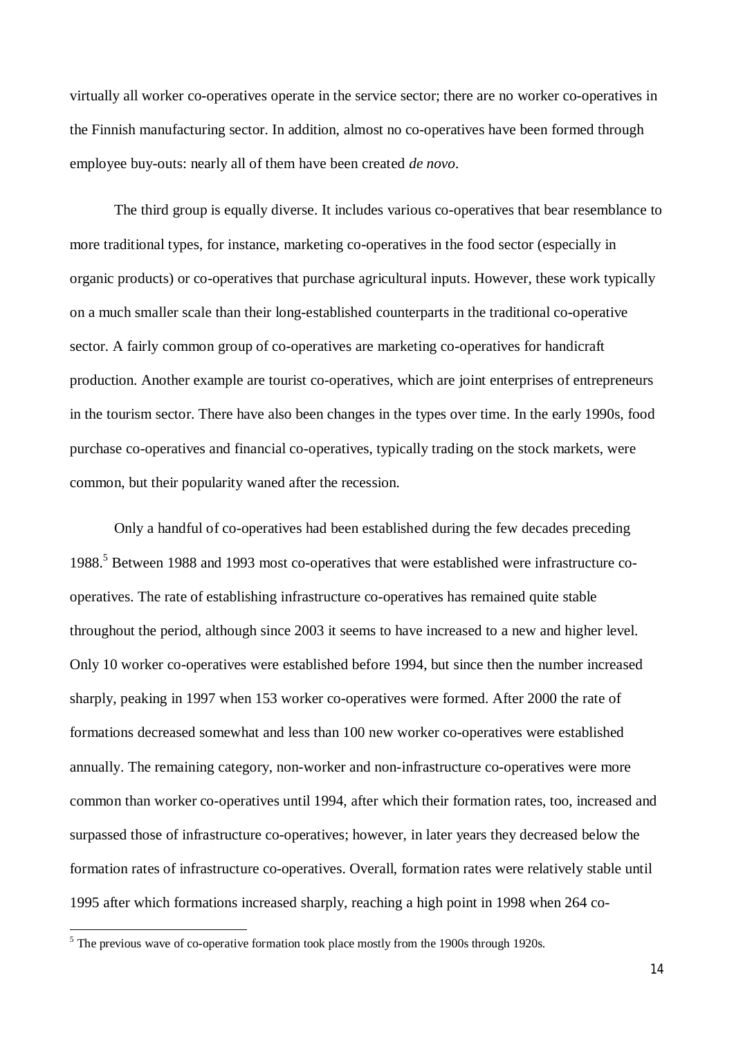virtually all worker co-operatives operate in the service sector; there are no worker co-operatives in the Finnish manufacturing sector. In addition, almost no co-operatives have been formed through employee buy-outs: nearly all of them have been created *de novo*.

The third group is equally diverse. It includes various co-operatives that bear resemblance to more traditional types, for instance, marketing co-operatives in the food sector (especially in organic products) or co-operatives that purchase agricultural inputs. However, these work typically on a much smaller scale than their long-established counterparts in the traditional co-operative sector. A fairly common group of co-operatives are marketing co-operatives for handicraft production. Another example are tourist co-operatives, which are joint enterprises of entrepreneurs in the tourism sector. There have also been changes in the types over time. In the early 1990s, food purchase co-operatives and financial co-operatives, typically trading on the stock markets, were common, but their popularity waned after the recession.

Only a handful of co-operatives had been established during the few decades preceding 1988.[5] Between 1988 and 1993 most co-operatives that were established were infrastructure co-operatives. The rate of establishing infrastructure co-operatives has remained quite stable throughout the period, although since 2003 it seems to have increased to a new and higher level. Only 10 worker co-operatives were established before 1994, but since then the number increased sharply, peaking in 1997 when 153 worker co-operatives were formed. After 2000 the rate of formations decreased somewhat and less than 100 new worker co-operatives were established annually. The remaining category, non-worker and non-infrastructure co-operatives were more common than worker co-operatives until 1994, after which their formation rates, too, increased and surpassed those of infrastructure co-operatives; however, in later years they decreased below the formation rates of infrastructure co-operatives. Overall, formation rates were relatively stable until 1995 after which formations increased sharply, reaching a high point in 1998 when 264 co-

[5] The previous wave of co-operative formation took place mostly from the 1900s through 1920s.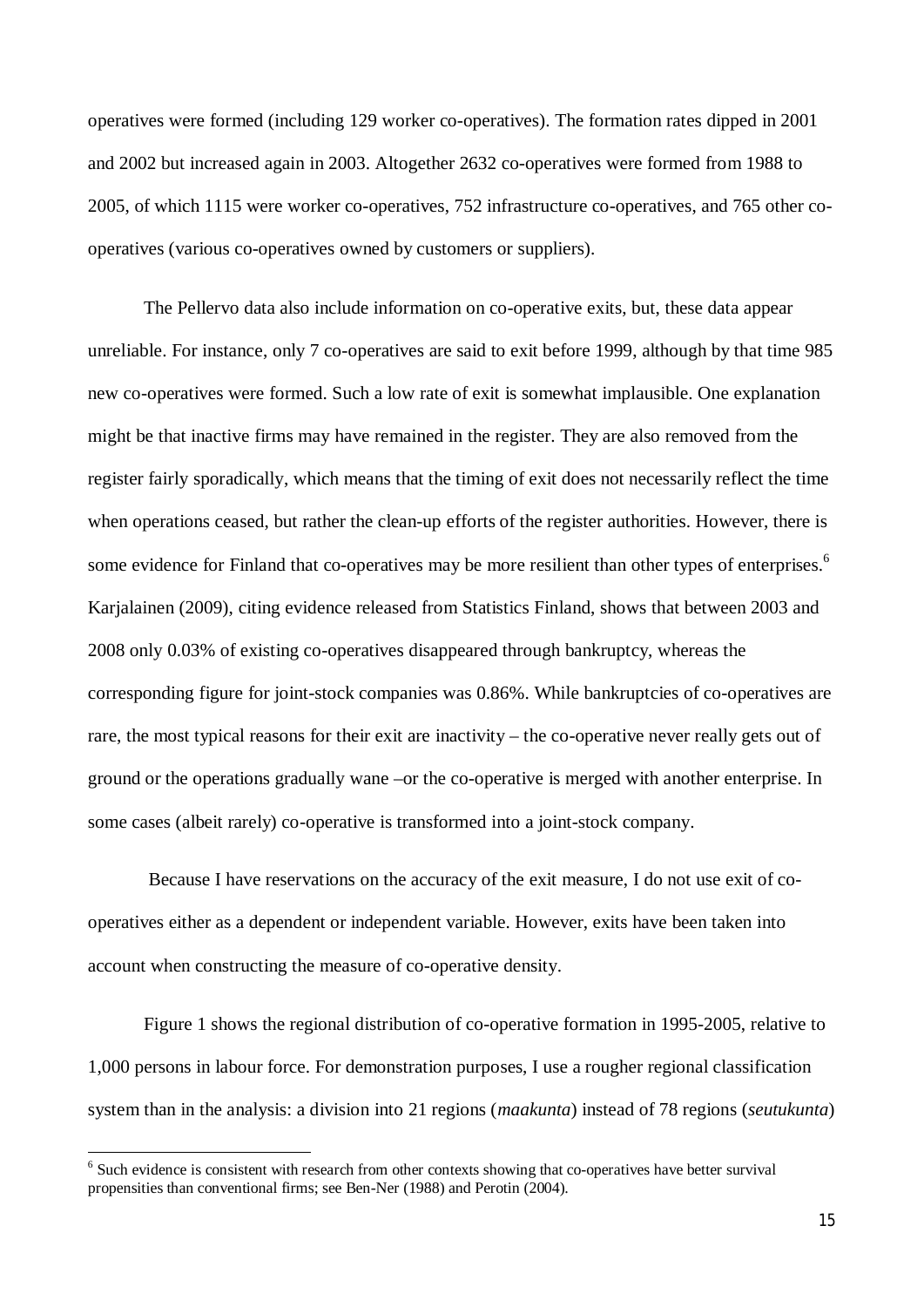operatives were formed (including 129 worker co-operatives). The formation rates dipped in 2001 and 2002 but increased again in 2003. Altogether 2632 co-operatives were formed from 1988 to 2005, of which 1115 were worker co-operatives, 752 infrastructure co-operatives, and 765 other co-operatives (various co-operatives owned by customers or suppliers).

The Pellervo data also include information on co-operative exits, but, these data appear unreliable. For instance, only 7 co-operatives are said to exit before 1999, although by that time 985 new co-operatives were formed. Such a low rate of exit is somewhat implausible. One explanation might be that inactive firms may have remained in the register. They are also removed from the register fairly sporadically, which means that the timing of exit does not necessarily reflect the time when operations ceased, but rather the clean-up efforts of the register authorities. However, there is some evidence for Finland that co-operatives may be more resilient than other types of enterprises.[6] Karjalainen (2009), citing evidence released from Statistics Finland, shows that between 2003 and 2008 only 0.03% of existing co-operatives disappeared through bankruptcy, whereas the corresponding figure for joint-stock companies was 0.86%. While bankruptcies of co-operatives are rare, the most typical reasons for their exit are inactivity – the co-operative never really gets out of ground or the operations gradually wane –or the co-operative is merged with another enterprise. In some cases (albeit rarely) co-operative is transformed into a joint-stock company.

Because I have reservations on the accuracy of the exit measure, I do not use exit of co-operatives either as a dependent or independent variable. However, exits have been taken into account when constructing the measure of co-operative density.

Figure 1 shows the regional distribution of co-operative formation in 1995-2005, relative to 1,000 persons in labour force. For demonstration purposes, I use a rougher regional classification system than in the analysis: a division into 21 regions (*maakunta*) instead of 78 regions (*seutukunta*)

---

[6] Such evidence is consistent with research from other contexts showing that co-operatives have better survival propensities than conventional firms; see Ben-Ner (1988) and Perotin (2004).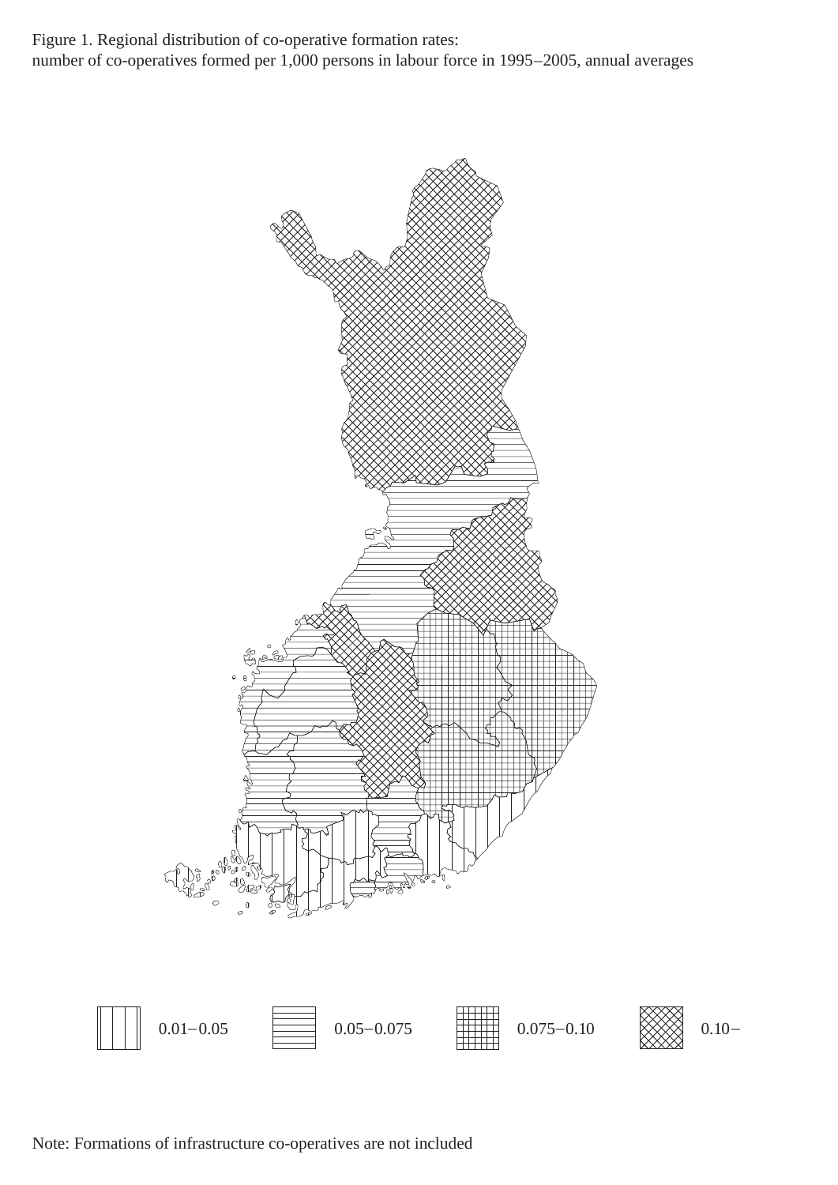Figure 1. Regional distribution of co-operative formation rates:
number of co-operatives formed per 1,000 persons in labour force in 1995–2005, annual averages

0.01–0.05    0.05–0.075    0.075–0.10    0.10–

Note: Formations of infrastructure co-operatives are not included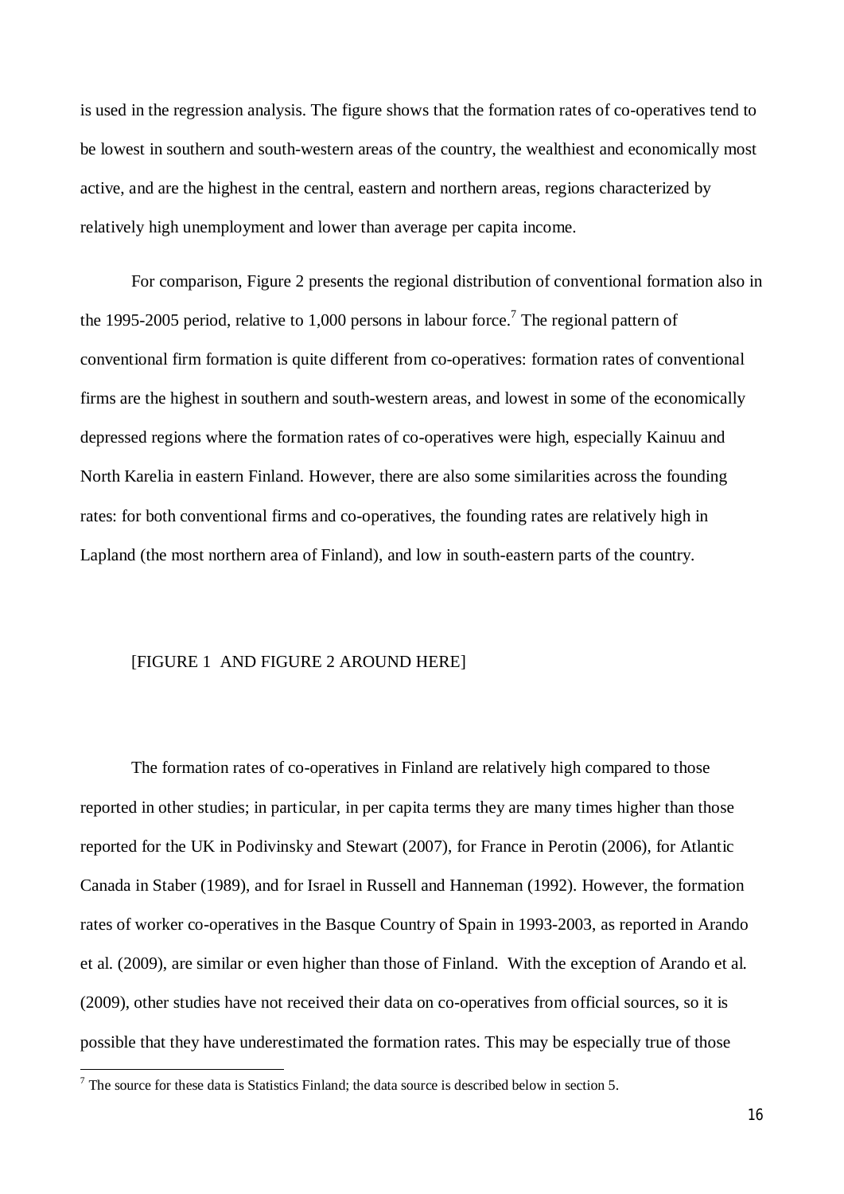is used in the regression analysis. The figure shows that the formation rates of co-operatives tend to be lowest in southern and south-western areas of the country, the wealthiest and economically most active, and are the highest in the central, eastern and northern areas, regions characterized by relatively high unemployment and lower than average per capita income.

For comparison, Figure 2 presents the regional distribution of conventional formation also in the 1995-2005 period, relative to 1,000 persons in labour force.[7] The regional pattern of conventional firm formation is quite different from co-operatives: formation rates of conventional firms are the highest in southern and south-western areas, and lowest in some of the economically depressed regions where the formation rates of co-operatives were high, especially Kainuu and North Karelia in eastern Finland. However, there are also some similarities across the founding rates: for both conventional firms and co-operatives, the founding rates are relatively high in Lapland (the most northern area of Finland), and low in south-eastern parts of the country.

[FIGURE 1 AND FIGURE 2 AROUND HERE]

The formation rates of co-operatives in Finland are relatively high compared to those reported in other studies; in particular, in per capita terms they are many times higher than those reported for the UK in Podivinsky and Stewart (2007), for France in Perotin (2006), for Atlantic Canada in Staber (1989), and for Israel in Russell and Hanneman (1992). However, the formation rates of worker co-operatives in the Basque Country of Spain in 1993-2003, as reported in Arando et al. (2009), are similar or even higher than those of Finland. With the exception of Arando et al. (2009), other studies have not received their data on co-operatives from official sources, so it is possible that they have underestimated the formation rates. This may be especially true of those

[7] The source for these data is Statistics Finland; the data source is described below in section 5.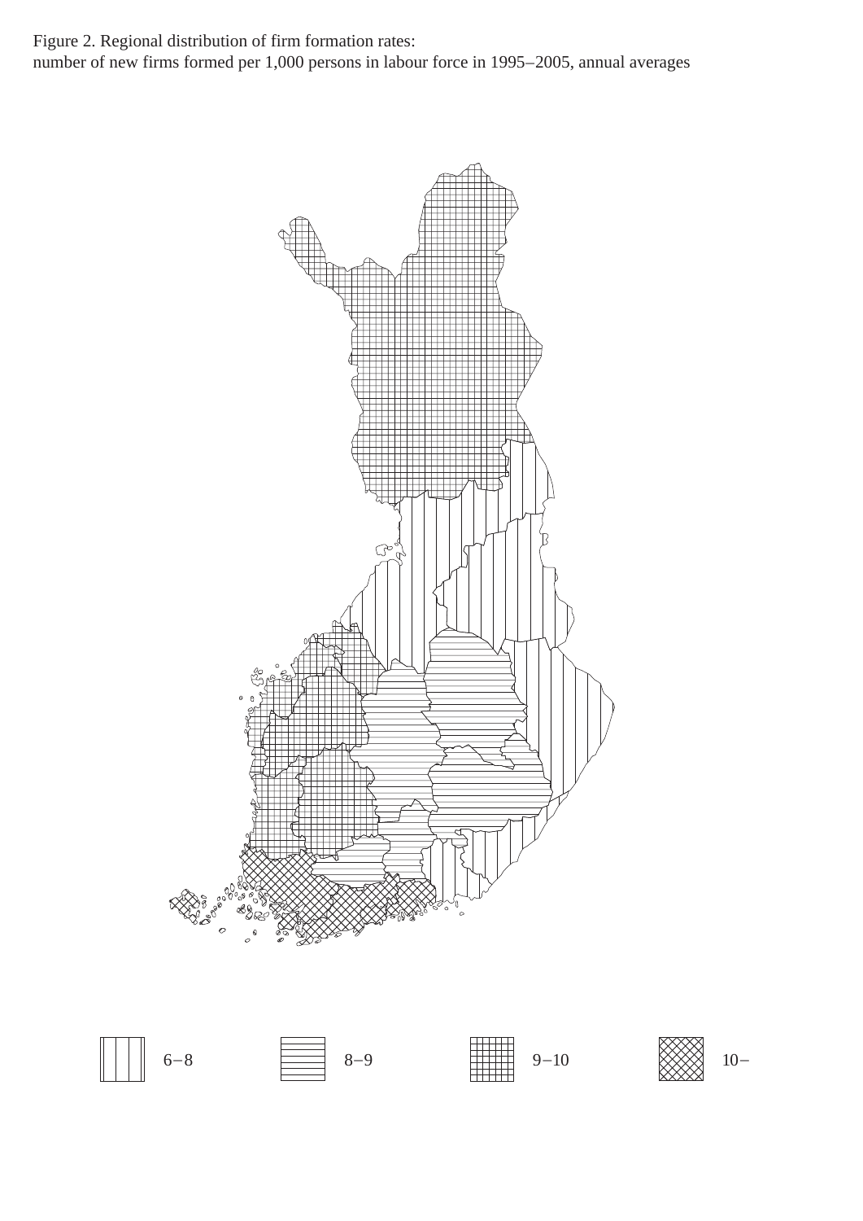Figure 2. Regional distribution of firm formation rates:
number of new firms formed per 1,000 persons in labour force in 1995–2005, annual averages

6–8 8–9 9–10 10–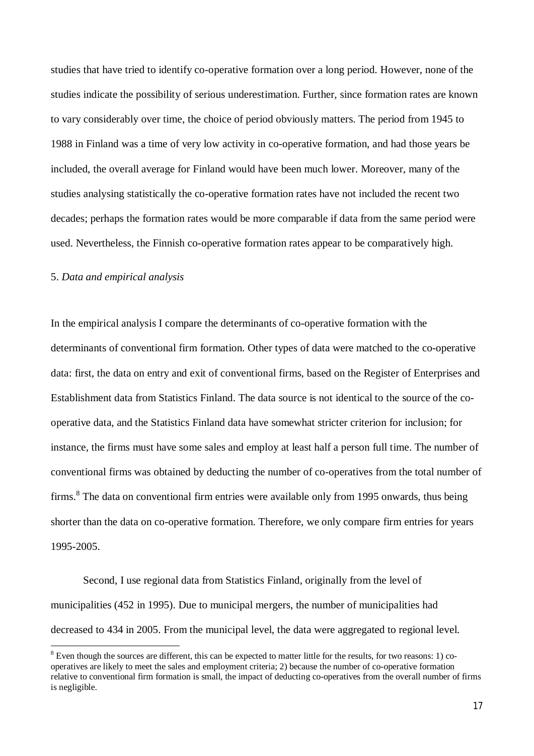studies that have tried to identify co-operative formation over a long period. However, none of the studies indicate the possibility of serious underestimation. Further, since formation rates are known to vary considerably over time, the choice of period obviously matters. The period from 1945 to 1988 in Finland was a time of very low activity in co-operative formation, and had those years be included, the overall average for Finland would have been much lower. Moreover, many of the studies analysing statistically the co-operative formation rates have not included the recent two decades; perhaps the formation rates would be more comparable if data from the same period were used. Nevertheless, the Finnish co-operative formation rates appear to be comparatively high.

5. *Data and empirical analysis*

In the empirical analysis I compare the determinants of co-operative formation with the determinants of conventional firm formation. Other types of data were matched to the co-operative data: first, the data on entry and exit of conventional firms, based on the Register of Enterprises and Establishment data from Statistics Finland. The data source is not identical to the source of the co-operative data, and the Statistics Finland data have somewhat stricter criterion for inclusion; for instance, the firms must have some sales and employ at least half a person full time. The number of conventional firms was obtained by deducting the number of co-operatives from the total number of firms.[8] The data on conventional firm entries were available only from 1995 onwards, thus being shorter than the data on co-operative formation. Therefore, we only compare firm entries for years 1995-2005.

Second, I use regional data from Statistics Finland, originally from the level of municipalities (452 in 1995). Due to municipal mergers, the number of municipalities had decreased to 434 in 2005. From the municipal level, the data were aggregated to regional level.

[8] Even though the sources are different, this can be expected to matter little for the results, for two reasons: 1) co-operatives are likely to meet the sales and employment criteria; 2) because the number of co-operative formation relative to conventional firm formation is small, the impact of deducting co-operatives from the overall number of firms is negligible.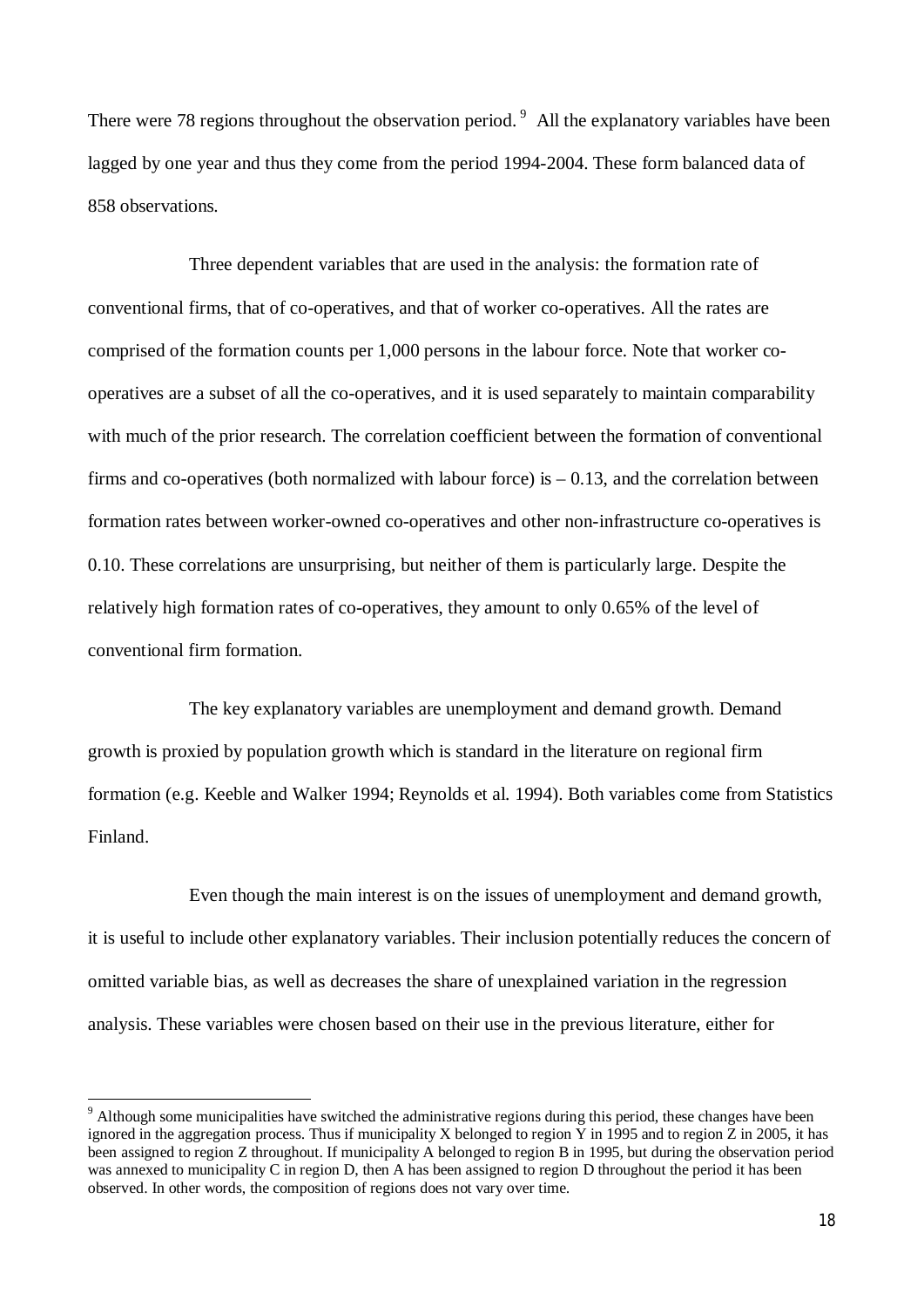There were 78 regions throughout the observation period. [9] All the explanatory variables have been lagged by one year and thus they come from the period 1994-2004. These form balanced data of 858 observations.

Three dependent variables that are used in the analysis: the formation rate of conventional firms, that of co-operatives, and that of worker co-operatives. All the rates are comprised of the formation counts per 1,000 persons in the labour force. Note that worker co-operatives are a subset of all the co-operatives, and it is used separately to maintain comparability with much of the prior research. The correlation coefficient between the formation of conventional firms and co-operatives (both normalized with labour force) is – 0.13, and the correlation between formation rates between worker-owned co-operatives and other non-infrastructure co-operatives is 0.10. These correlations are unsurprising, but neither of them is particularly large. Despite the relatively high formation rates of co-operatives, they amount to only 0.65% of the level of conventional firm formation.

The key explanatory variables are unemployment and demand growth. Demand growth is proxied by population growth which is standard in the literature on regional firm formation (e.g. Keeble and Walker 1994; Reynolds et al. 1994). Both variables come from Statistics Finland.

Even though the main interest is on the issues of unemployment and demand growth, it is useful to include other explanatory variables. Their inclusion potentially reduces the concern of omitted variable bias, as well as decreases the share of unexplained variation in the regression analysis. These variables were chosen based on their use in the previous literature, either for

[9] Although some municipalities have switched the administrative regions during this period, these changes have been ignored in the aggregation process. Thus if municipality X belonged to region Y in 1995 and to region Z in 2005, it has been assigned to region Z throughout. If municipality A belonged to region B in 1995, but during the observation period was annexed to municipality C in region D, then A has been assigned to region D throughout the period it has been observed. In other words, the composition of regions does not vary over time.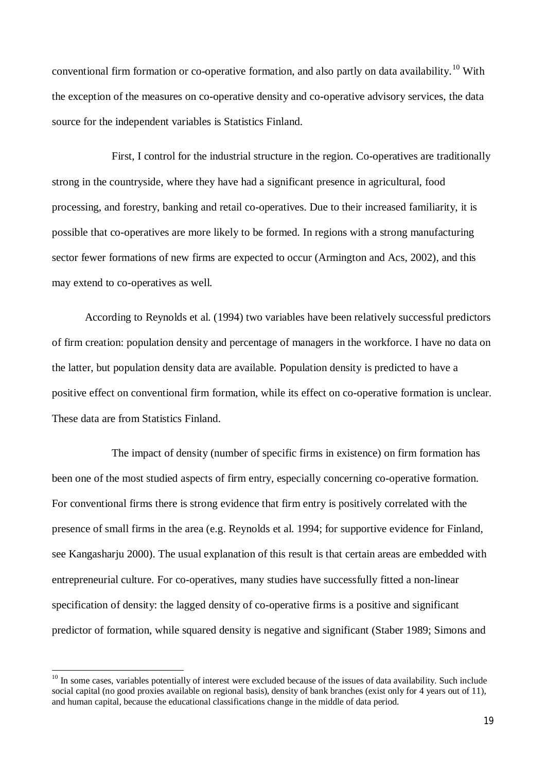conventional firm formation or co-operative formation, and also partly on data availability.[10] With the exception of the measures on co-operative density and co-operative advisory services, the data source for the independent variables is Statistics Finland.

First, I control for the industrial structure in the region. Co-operatives are traditionally strong in the countryside, where they have had a significant presence in agricultural, food processing, and forestry, banking and retail co-operatives. Due to their increased familiarity, it is possible that co-operatives are more likely to be formed. In regions with a strong manufacturing sector fewer formations of new firms are expected to occur (Armington and Acs, 2002), and this may extend to co-operatives as well.

According to Reynolds et al. (1994) two variables have been relatively successful predictors of firm creation: population density and percentage of managers in the workforce. I have no data on the latter, but population density data are available. Population density is predicted to have a positive effect on conventional firm formation, while its effect on co-operative formation is unclear. These data are from Statistics Finland.

The impact of density (number of specific firms in existence) on firm formation has been one of the most studied aspects of firm entry, especially concerning co-operative formation. For conventional firms there is strong evidence that firm entry is positively correlated with the presence of small firms in the area (e.g. Reynolds et al. 1994; for supportive evidence for Finland, see Kangasharju 2000). The usual explanation of this result is that certain areas are embedded with entrepreneurial culture. For co-operatives, many studies have successfully fitted a non-linear specification of density: the lagged density of co-operative firms is a positive and significant predictor of formation, while squared density is negative and significant (Staber 1989; Simons and

[10] In some cases, variables potentially of interest were excluded because of the issues of data availability. Such include social capital (no good proxies available on regional basis), density of bank branches (exist only for 4 years out of 11), and human capital, because the educational classifications change in the middle of data period.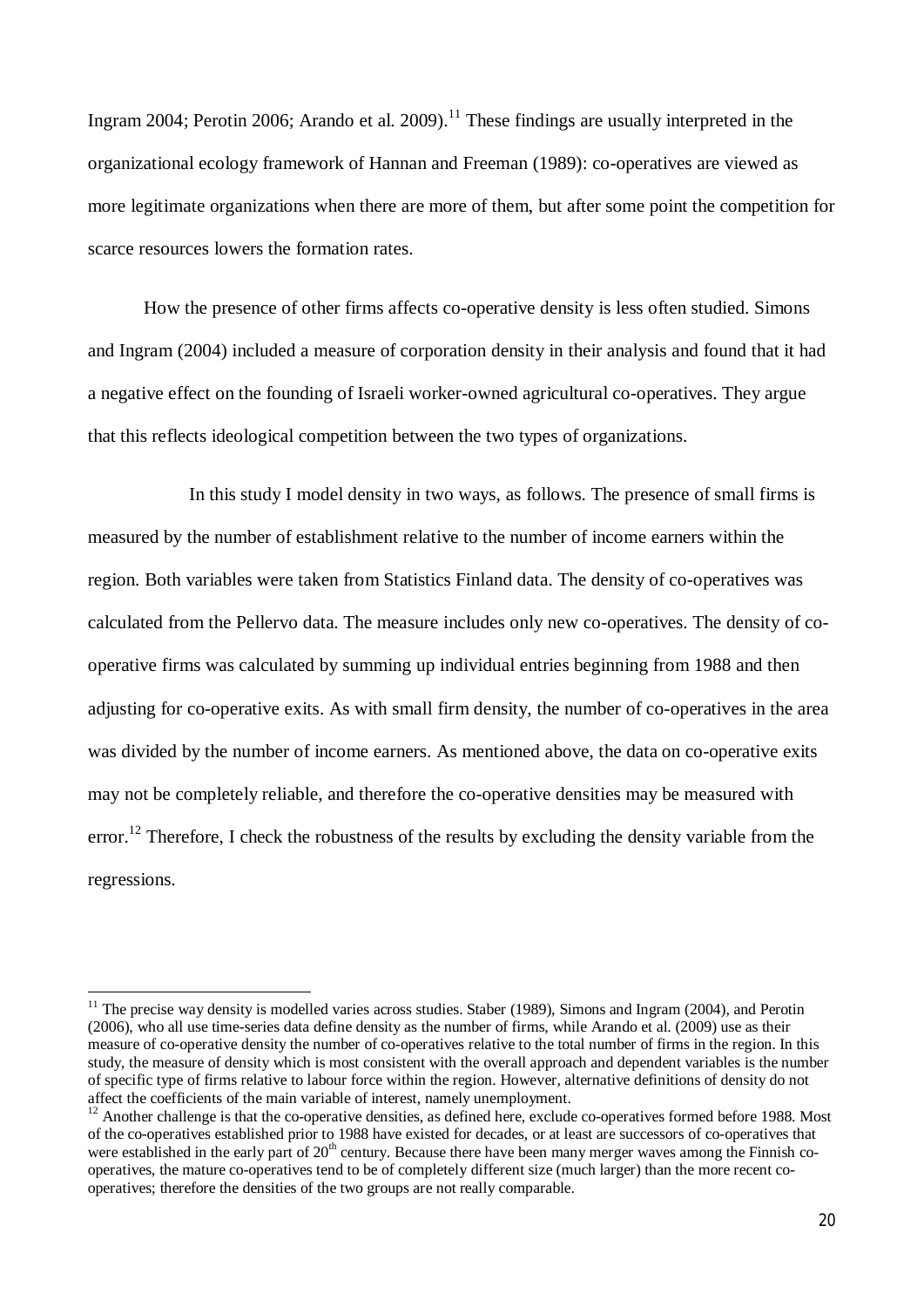Ingram 2004; Perotin 2006; Arando et al. 2009).[11] These findings are usually interpreted in the organizational ecology framework of Hannan and Freeman (1989): co-operatives are viewed as more legitimate organizations when there are more of them, but after some point the competition for scarce resources lowers the formation rates.

How the presence of other firms affects co-operative density is less often studied. Simons and Ingram (2004) included a measure of corporation density in their analysis and found that it had a negative effect on the founding of Israeli worker-owned agricultural co-operatives. They argue that this reflects ideological competition between the two types of organizations.

In this study I model density in two ways, as follows. The presence of small firms is measured by the number of establishment relative to the number of income earners within the region. Both variables were taken from Statistics Finland data. The density of co-operatives was calculated from the Pellervo data. The measure includes only new co-operatives. The density of co-operative firms was calculated by summing up individual entries beginning from 1988 and then adjusting for co-operative exits. As with small firm density, the number of co-operatives in the area was divided by the number of income earners. As mentioned above, the data on co-operative exits may not be completely reliable, and therefore the co-operative densities may be measured with error.[12] Therefore, I check the robustness of the results by excluding the density variable from the regressions.

---

[11] The precise way density is modelled varies across studies. Staber (1989), Simons and Ingram (2004), and Perotin (2006), who all use time-series data define density as the number of firms, while Arando et al. (2009) use as their measure of co-operative density the number of co-operatives relative to the total number of firms in the region. In this study, the measure of density which is most consistent with the overall approach and dependent variables is the number of specific type of firms relative to labour force within the region. However, alternative definitions of density do not affect the coefficients of the main variable of interest, namely unemployment.

[12] Another challenge is that the co-operative densities, as defined here, exclude co-operatives formed before 1988. Most of the co-operatives established prior to 1988 have existed for decades, or at least are successors of co-operatives that were established in the early part of 20th century. Because there have been many merger waves among the Finnish co-operatives, the mature co-operatives tend to be of completely different size (much larger) than the more recent co-operatives; therefore the densities of the two groups are not really comparable.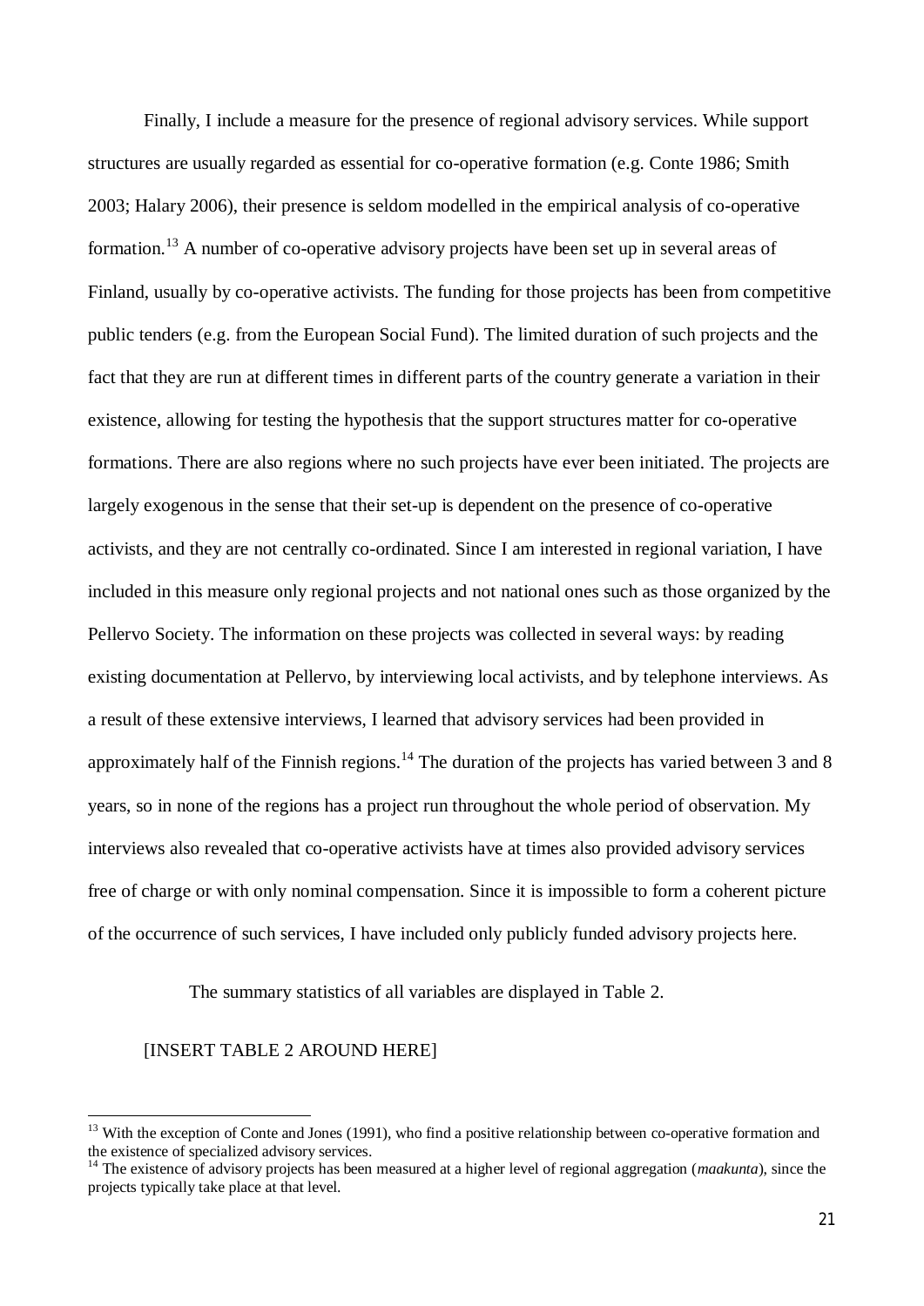Finally, I include a measure for the presence of regional advisory services. While support structures are usually regarded as essential for co-operative formation (e.g. Conte 1986; Smith 2003; Halary 2006), their presence is seldom modelled in the empirical analysis of co-operative formation.[13] A number of co-operative advisory projects have been set up in several areas of Finland, usually by co-operative activists. The funding for those projects has been from competitive public tenders (e.g. from the European Social Fund). The limited duration of such projects and the fact that they are run at different times in different parts of the country generate a variation in their existence, allowing for testing the hypothesis that the support structures matter for co-operative formations. There are also regions where no such projects have ever been initiated. The projects are largely exogenous in the sense that their set-up is dependent on the presence of co-operative activists, and they are not centrally co-ordinated. Since I am interested in regional variation, I have included in this measure only regional projects and not national ones such as those organized by the Pellervo Society. The information on these projects was collected in several ways: by reading existing documentation at Pellervo, by interviewing local activists, and by telephone interviews. As a result of these extensive interviews, I learned that advisory services had been provided in approximately half of the Finnish regions.[14] The duration of the projects has varied between 3 and 8 years, so in none of the regions has a project run throughout the whole period of observation. My interviews also revealed that co-operative activists have at times also provided advisory services free of charge or with only nominal compensation. Since it is impossible to form a coherent picture of the occurrence of such services, I have included only publicly funded advisory projects here.

The summary statistics of all variables are displayed in Table 2.

[INSERT TABLE 2 AROUND HERE]

---

[13] With the exception of Conte and Jones (1991), who find a positive relationship between co-operative formation and the existence of specialized advisory services.

[14] The existence of advisory projects has been measured at a higher level of regional aggregation (*maakunta*), since the projects typically take place at that level.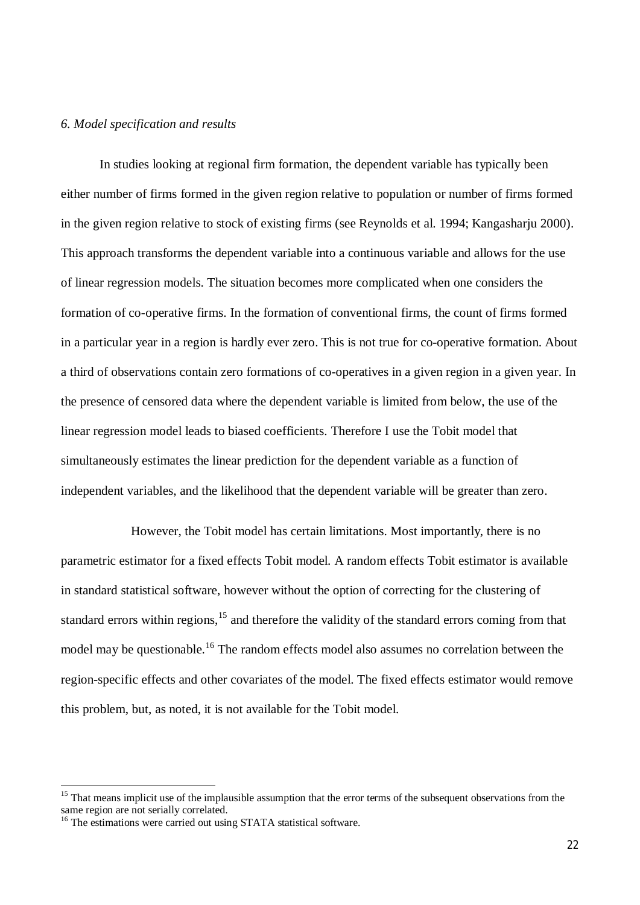*6. Model specification and results*

In studies looking at regional firm formation, the dependent variable has typically been either number of firms formed in the given region relative to population or number of firms formed in the given region relative to stock of existing firms (see Reynolds et al. 1994; Kangasharju 2000). This approach transforms the dependent variable into a continuous variable and allows for the use of linear regression models. The situation becomes more complicated when one considers the formation of co-operative firms. In the formation of conventional firms, the count of firms formed in a particular year in a region is hardly ever zero. This is not true for co-operative formation. About a third of observations contain zero formations of co-operatives in a given region in a given year. In the presence of censored data where the dependent variable is limited from below, the use of the linear regression model leads to biased coefficients. Therefore I use the Tobit model that simultaneously estimates the linear prediction for the dependent variable as a function of independent variables, and the likelihood that the dependent variable will be greater than zero.

However, the Tobit model has certain limitations. Most importantly, there is no parametric estimator for a fixed effects Tobit model. A random effects Tobit estimator is available in standard statistical software, however without the option of correcting for the clustering of standard errors within regions,[15] and therefore the validity of the standard errors coming from that model may be questionable.[16] The random effects model also assumes no correlation between the region-specific effects and other covariates of the model. The fixed effects estimator would remove this problem, but, as noted, it is not available for the Tobit model.

---

[15] That means implicit use of the implausible assumption that the error terms of the subsequent observations from the same region are not serially correlated.

[16] The estimations were carried out using STATA statistical software.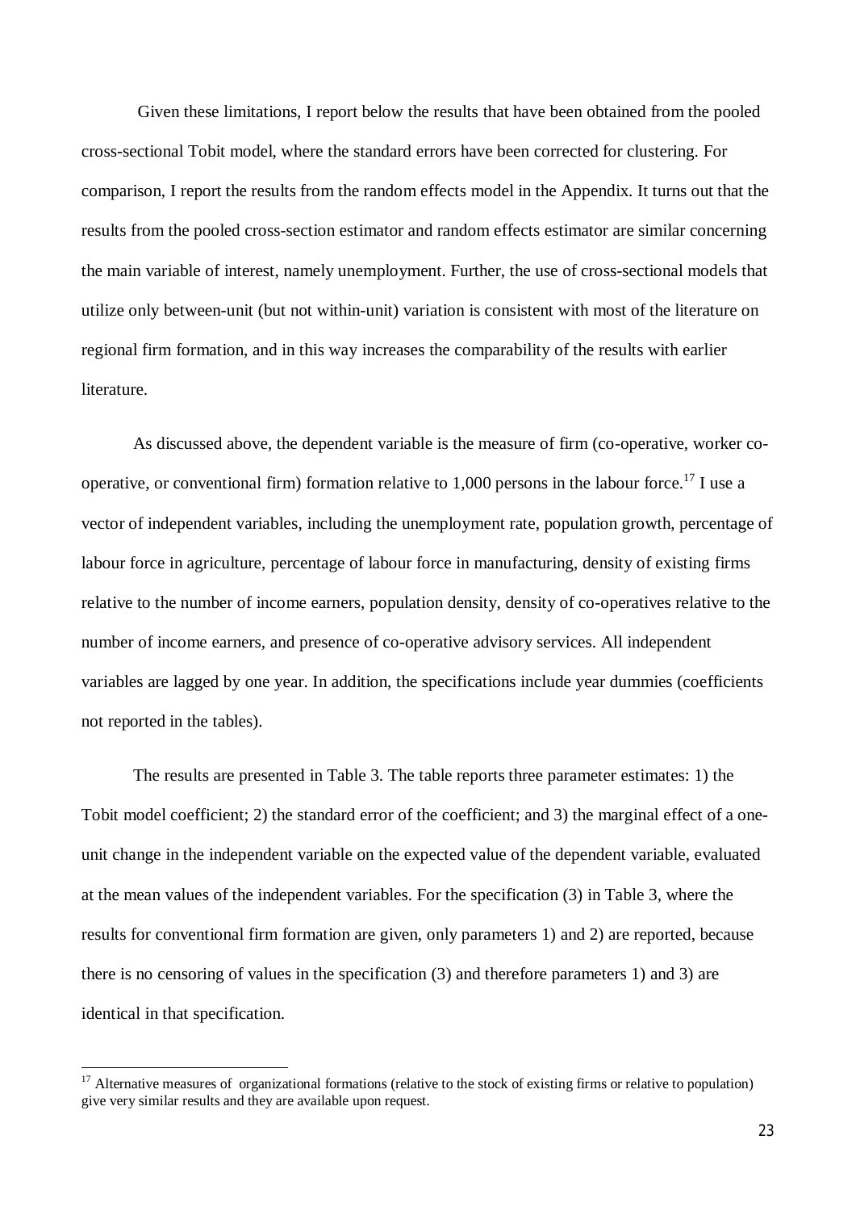Given these limitations, I report below the results that have been obtained from the pooled cross-sectional Tobit model, where the standard errors have been corrected for clustering. For comparison, I report the results from the random effects model in the Appendix. It turns out that the results from the pooled cross-section estimator and random effects estimator are similar concerning the main variable of interest, namely unemployment. Further, the use of cross-sectional models that utilize only between-unit (but not within-unit) variation is consistent with most of the literature on regional firm formation, and in this way increases the comparability of the results with earlier literature.

As discussed above, the dependent variable is the measure of firm (co-operative, worker co-operative, or conventional firm) formation relative to 1,000 persons in the labour force.[17] I use a vector of independent variables, including the unemployment rate, population growth, percentage of labour force in agriculture, percentage of labour force in manufacturing, density of existing firms relative to the number of income earners, population density, density of co-operatives relative to the number of income earners, and presence of co-operative advisory services. All independent variables are lagged by one year. In addition, the specifications include year dummies (coefficients not reported in the tables).

The results are presented in Table 3. The table reports three parameter estimates: 1) the Tobit model coefficient; 2) the standard error of the coefficient; and 3) the marginal effect of a one-unit change in the independent variable on the expected value of the dependent variable, evaluated at the mean values of the independent variables. For the specification (3) in Table 3, where the results for conventional firm formation are given, only parameters 1) and 2) are reported, because there is no censoring of values in the specification (3) and therefore parameters 1) and 3) are identical in that specification.

[17] Alternative measures of organizational formations (relative to the stock of existing firms or relative to population) give very similar results and they are available upon request.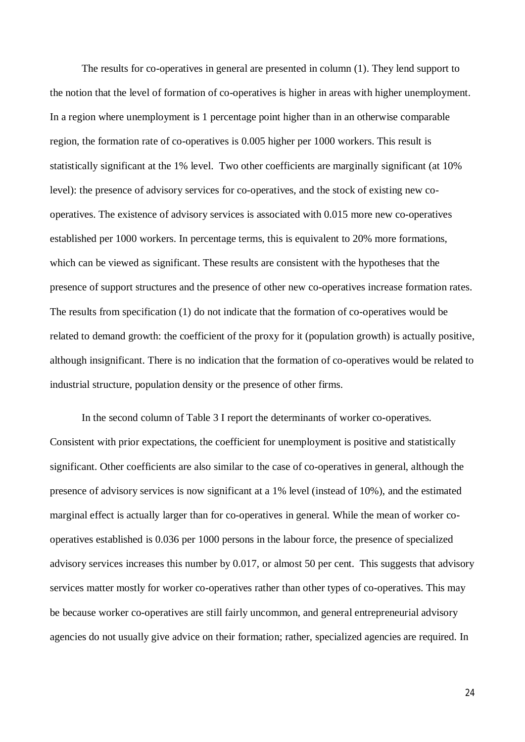The results for co-operatives in general are presented in column (1). They lend support to the notion that the level of formation of co-operatives is higher in areas with higher unemployment. In a region where unemployment is 1 percentage point higher than in an otherwise comparable region, the formation rate of co-operatives is 0.005 higher per 1000 workers. This result is statistically significant at the 1% level. Two other coefficients are marginally significant (at 10% level): the presence of advisory services for co-operatives, and the stock of existing new co-operatives. The existence of advisory services is associated with 0.015 more new co-operatives established per 1000 workers. In percentage terms, this is equivalent to 20% more formations, which can be viewed as significant. These results are consistent with the hypotheses that the presence of support structures and the presence of other new co-operatives increase formation rates. The results from specification (1) do not indicate that the formation of co-operatives would be related to demand growth: the coefficient of the proxy for it (population growth) is actually positive, although insignificant. There is no indication that the formation of co-operatives would be related to industrial structure, population density or the presence of other firms.

In the second column of Table 3 I report the determinants of worker co-operatives. Consistent with prior expectations, the coefficient for unemployment is positive and statistically significant. Other coefficients are also similar to the case of co-operatives in general, although the presence of advisory services is now significant at a 1% level (instead of 10%), and the estimated marginal effect is actually larger than for co-operatives in general. While the mean of worker co-operatives established is 0.036 per 1000 persons in the labour force, the presence of specialized advisory services increases this number by 0.017, or almost 50 per cent. This suggests that advisory services matter mostly for worker co-operatives rather than other types of co-operatives. This may be because worker co-operatives are still fairly uncommon, and general entrepreneurial advisory agencies do not usually give advice on their formation; rather, specialized agencies are required. In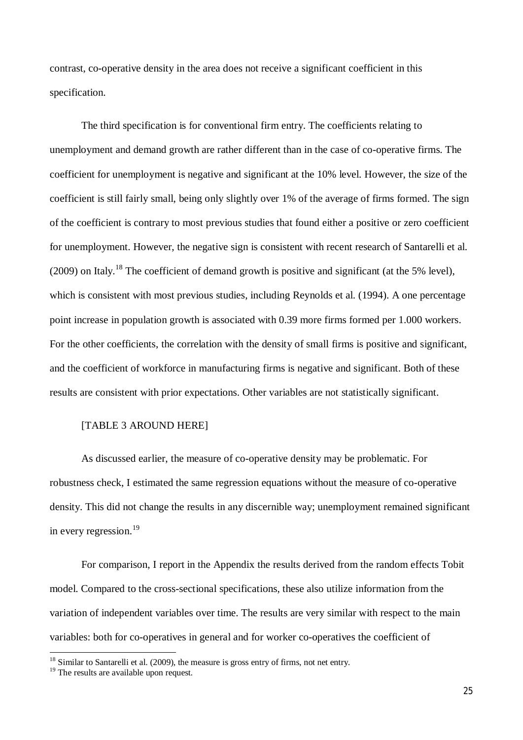contrast, co-operative density in the area does not receive a significant coefficient in this specification.

The third specification is for conventional firm entry. The coefficients relating to unemployment and demand growth are rather different than in the case of co-operative firms. The coefficient for unemployment is negative and significant at the 10% level. However, the size of the coefficient is still fairly small, being only slightly over 1% of the average of firms formed. The sign of the coefficient is contrary to most previous studies that found either a positive or zero coefficient for unemployment. However, the negative sign is consistent with recent research of Santarelli et al. (2009) on Italy.[18] The coefficient of demand growth is positive and significant (at the 5% level), which is consistent with most previous studies, including Reynolds et al. (1994). A one percentage point increase in population growth is associated with 0.39 more firms formed per 1.000 workers. For the other coefficients, the correlation with the density of small firms is positive and significant, and the coefficient of workforce in manufacturing firms is negative and significant. Both of these results are consistent with prior expectations. Other variables are not statistically significant.

[TABLE 3 AROUND HERE]

As discussed earlier, the measure of co-operative density may be problematic. For robustness check, I estimated the same regression equations without the measure of co-operative density. This did not change the results in any discernible way; unemployment remained significant in every regression.[19]

For comparison, I report in the Appendix the results derived from the random effects Tobit model. Compared to the cross-sectional specifications, these also utilize information from the variation of independent variables over time. The results are very similar with respect to the main variables: both for co-operatives in general and for worker co-operatives the coefficient of

---

[18] Similar to Santarelli et al. (2009), the measure is gross entry of firms, not net entry.

[19] The results are available upon request.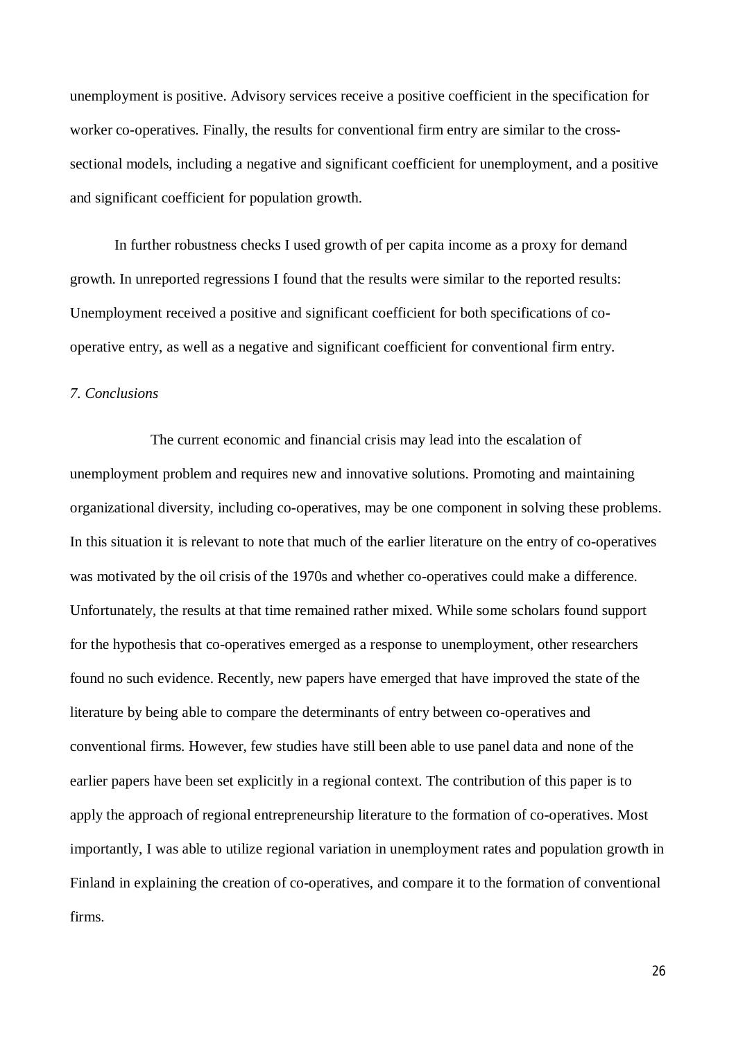unemployment is positive. Advisory services receive a positive coefficient in the specification for worker co-operatives. Finally, the results for conventional firm entry are similar to the cross-sectional models, including a negative and significant coefficient for unemployment, and a positive and significant coefficient for population growth.

In further robustness checks I used growth of per capita income as a proxy for demand growth. In unreported regressions I found that the results were similar to the reported results: Unemployment received a positive and significant coefficient for both specifications of co-operative entry, as well as a negative and significant coefficient for conventional firm entry.

## *7. Conclusions*

The current economic and financial crisis may lead into the escalation of unemployment problem and requires new and innovative solutions. Promoting and maintaining organizational diversity, including co-operatives, may be one component in solving these problems. In this situation it is relevant to note that much of the earlier literature on the entry of co-operatives was motivated by the oil crisis of the 1970s and whether co-operatives could make a difference. Unfortunately, the results at that time remained rather mixed. While some scholars found support for the hypothesis that co-operatives emerged as a response to unemployment, other researchers found no such evidence. Recently, new papers have emerged that have improved the state of the literature by being able to compare the determinants of entry between co-operatives and conventional firms. However, few studies have still been able to use panel data and none of the earlier papers have been set explicitly in a regional context. The contribution of this paper is to apply the approach of regional entrepreneurship literature to the formation of co-operatives. Most importantly, I was able to utilize regional variation in unemployment rates and population growth in Finland in explaining the creation of co-operatives, and compare it to the formation of conventional firms.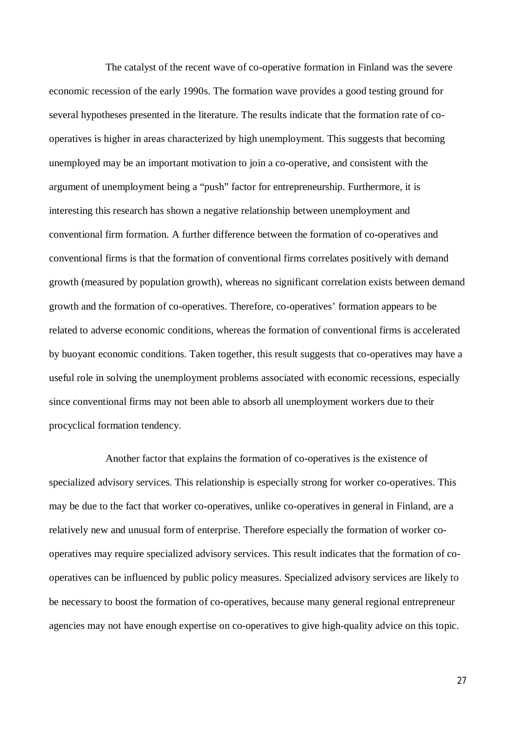The catalyst of the recent wave of co-operative formation in Finland was the severe economic recession of the early 1990s. The formation wave provides a good testing ground for several hypotheses presented in the literature. The results indicate that the formation rate of co-operatives is higher in areas characterized by high unemployment. This suggests that becoming unemployed may be an important motivation to join a co-operative, and consistent with the argument of unemployment being a "push" factor for entrepreneurship. Furthermore, it is interesting this research has shown a negative relationship between unemployment and conventional firm formation. A further difference between the formation of co-operatives and conventional firms is that the formation of conventional firms correlates positively with demand growth (measured by population growth), whereas no significant correlation exists between demand growth and the formation of co-operatives. Therefore, co-operatives' formation appears to be related to adverse economic conditions, whereas the formation of conventional firms is accelerated by buoyant economic conditions. Taken together, this result suggests that co-operatives may have a useful role in solving the unemployment problems associated with economic recessions, especially since conventional firms may not been able to absorb all unemployment workers due to their procyclical formation tendency.

Another factor that explains the formation of co-operatives is the existence of specialized advisory services. This relationship is especially strong for worker co-operatives. This may be due to the fact that worker co-operatives, unlike co-operatives in general in Finland, are a relatively new and unusual form of enterprise. Therefore especially the formation of worker co-operatives may require specialized advisory services. This result indicates that the formation of co-operatives can be influenced by public policy measures. Specialized advisory services are likely to be necessary to boost the formation of co-operatives, because many general regional entrepreneur agencies may not have enough expertise on co-operatives to give high-quality advice on this topic.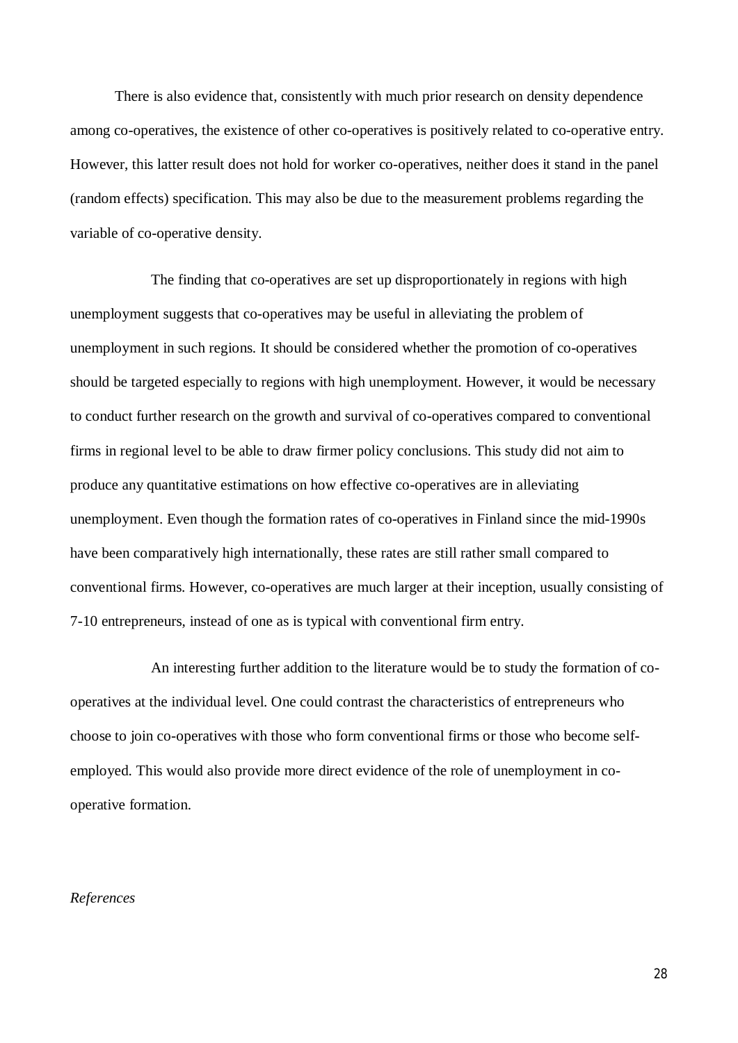There is also evidence that, consistently with much prior research on density dependence among co-operatives, the existence of other co-operatives is positively related to co-operative entry. However, this latter result does not hold for worker co-operatives, neither does it stand in the panel (random effects) specification. This may also be due to the measurement problems regarding the variable of co-operative density.

The finding that co-operatives are set up disproportionately in regions with high unemployment suggests that co-operatives may be useful in alleviating the problem of unemployment in such regions. It should be considered whether the promotion of co-operatives should be targeted especially to regions with high unemployment. However, it would be necessary to conduct further research on the growth and survival of co-operatives compared to conventional firms in regional level to be able to draw firmer policy conclusions. This study did not aim to produce any quantitative estimations on how effective co-operatives are in alleviating unemployment. Even though the formation rates of co-operatives in Finland since the mid-1990s have been comparatively high internationally, these rates are still rather small compared to conventional firms. However, co-operatives are much larger at their inception, usually consisting of 7-10 entrepreneurs, instead of one as is typical with conventional firm entry.

An interesting further addition to the literature would be to study the formation of co-operatives at the individual level. One could contrast the characteristics of entrepreneurs who choose to join co-operatives with those who form conventional firms or those who become self-employed. This would also provide more direct evidence of the role of unemployment in co-operative formation.

*References*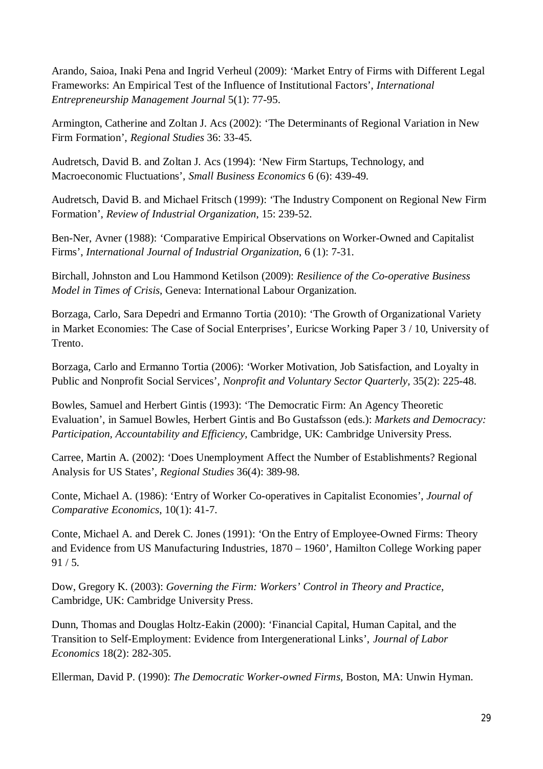Arando, Saioa, Inaki Pena and Ingrid Verheul (2009): 'Market Entry of Firms with Different Legal Frameworks: An Empirical Test of the Influence of Institutional Factors', *International Entrepreneurship Management Journal* 5(1): 77-95.

Armington, Catherine and Zoltan J. Acs (2002): 'The Determinants of Regional Variation in New Firm Formation', *Regional Studies* 36: 33-45.

Audretsch, David B. and Zoltan J. Acs (1994): 'New Firm Startups, Technology, and Macroeconomic Fluctuations', *Small Business Economics* 6 (6): 439-49.

Audretsch, David B. and Michael Fritsch (1999): 'The Industry Component on Regional New Firm Formation', *Review of Industrial Organization*, 15: 239-52.

Ben-Ner, Avner (1988): 'Comparative Empirical Observations on Worker-Owned and Capitalist Firms', *International Journal of Industrial Organization*, 6 (1): 7-31.

Birchall, Johnston and Lou Hammond Ketilson (2009): *Resilience of the Co-operative Business Model in Times of Crisis*, Geneva: International Labour Organization.

Borzaga, Carlo, Sara Depedri and Ermanno Tortia (2010): 'The Growth of Organizational Variety in Market Economies: The Case of Social Enterprises', Euricse Working Paper 3 / 10, University of Trento.

Borzaga, Carlo and Ermanno Tortia (2006): 'Worker Motivation, Job Satisfaction, and Loyalty in Public and Nonprofit Social Services', *Nonprofit and Voluntary Sector Quarterly*, 35(2): 225-48.

Bowles, Samuel and Herbert Gintis (1993): 'The Democratic Firm: An Agency Theoretic Evaluation', in Samuel Bowles, Herbert Gintis and Bo Gustafsson (eds.): *Markets and Democracy: Participation, Accountability and Efficiency*, Cambridge, UK: Cambridge University Press.

Carree, Martin A. (2002): 'Does Unemployment Affect the Number of Establishments? Regional Analysis for US States', *Regional Studies* 36(4): 389-98.

Conte, Michael A. (1986): 'Entry of Worker Co-operatives in Capitalist Economies', *Journal of Comparative Economics*, 10(1): 41-7.

Conte, Michael A. and Derek C. Jones (1991): 'On the Entry of Employee-Owned Firms: Theory and Evidence from US Manufacturing Industries, 1870 – 1960', Hamilton College Working paper 91 / 5.

Dow, Gregory K. (2003): *Governing the Firm: Workers' Control in Theory and Practice*, Cambridge, UK: Cambridge University Press.

Dunn, Thomas and Douglas Holtz-Eakin (2000): 'Financial Capital, Human Capital, and the Transition to Self-Employment: Evidence from Intergenerational Links', *Journal of Labor Economics* 18(2): 282-305.

Ellerman, David P. (1990): *The Democratic Worker-owned Firms*, Boston, MA: Unwin Hyman.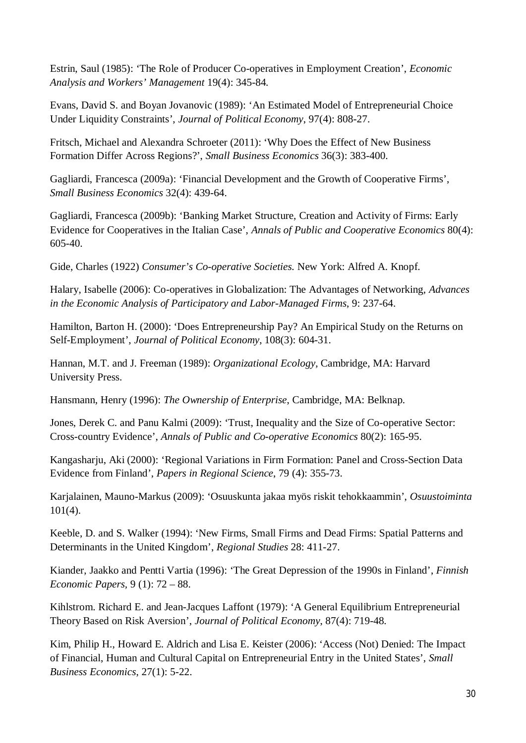Estrin, Saul (1985): ‘The Role of Producer Co-operatives in Employment Creation’, *Economic Analysis and Workers’ Management* 19(4): 345-84.

Evans, David S. and Boyan Jovanovic (1989): ‘An Estimated Model of Entrepreneurial Choice Under Liquidity Constraints’, *Journal of Political Economy*, 97(4): 808-27.

Fritsch, Michael and Alexandra Schroeter (2011): ‘Why Does the Effect of New Business Formation Differ Across Regions?’, *Small Business Economics* 36(3): 383-400.

Gagliardi, Francesca (2009a): ‘Financial Development and the Growth of Cooperative Firms’, *Small Business Economics* 32(4): 439-64.

Gagliardi, Francesca (2009b): ‘Banking Market Structure, Creation and Activity of Firms: Early Evidence for Cooperatives in the Italian Case’, *Annals of Public and Cooperative Economics* 80(4): 605-40.

Gide, Charles (1922) *Consumer’s Co-operative Societies.* New York: Alfred A. Knopf.

Halary, Isabelle (2006): Co-operatives in Globalization: The Advantages of Networking, *Advances in the Economic Analysis of Participatory and Labor-Managed Firms*, 9: 237-64.

Hamilton, Barton H. (2000): ‘Does Entrepreneurship Pay? An Empirical Study on the Returns on Self-Employment’, *Journal of Political Economy*, 108(3): 604-31.

Hannan, M.T. and J. Freeman (1989): *Organizational Ecology*, Cambridge, MA: Harvard University Press.

Hansmann, Henry (1996): *The Ownership of Enterprise*, Cambridge, MA: Belknap.

Jones, Derek C. and Panu Kalmi (2009): ‘Trust, Inequality and the Size of Co-operative Sector: Cross-country Evidence’, *Annals of Public and Co-operative Economics* 80(2): 165-95.

Kangasharju, Aki (2000): ‘Regional Variations in Firm Formation: Panel and Cross-Section Data Evidence from Finland’, *Papers in Regional Science*, 79 (4): 355-73.

Karjalainen, Mauno-Markus (2009): ‘Osuuskunta jakaa myös riskit tehokkaammin’, *Osuustoiminta* 101(4).

Keeble, D. and S. Walker (1994): ‘New Firms, Small Firms and Dead Firms: Spatial Patterns and Determinants in the United Kingdom’, *Regional Studies* 28: 411-27.

Kiander, Jaakko and Pentti Vartia (1996): ‘The Great Depression of the 1990s in Finland’, *Finnish Economic Papers*, 9 (1): 72 – 88.

Kihlstrom. Richard E. and Jean-Jacques Laffont (1979): ‘A General Equilibrium Entrepreneurial Theory Based on Risk Aversion’, *Journal of Political Economy*, 87(4): 719-48.

Kim, Philip H., Howard E. Aldrich and Lisa E. Keister (2006): ‘Access (Not) Denied: The Impact of Financial, Human and Cultural Capital on Entrepreneurial Entry in the United States’, *Small Business Economics*, 27(1): 5-22.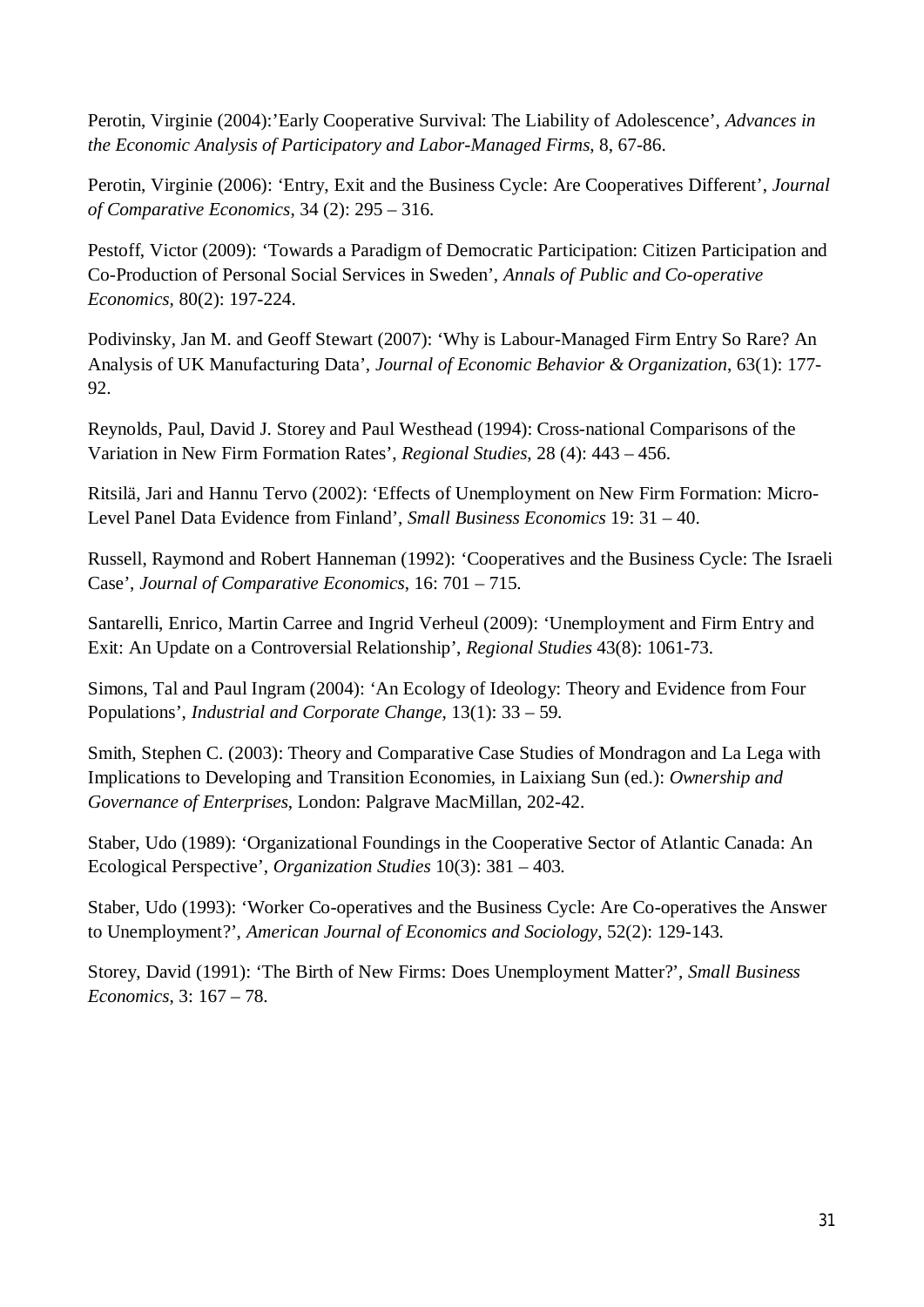Perotin, Virginie (2004):'Early Cooperative Survival: The Liability of Adolescence', *Advances in the Economic Analysis of Participatory and Labor-Managed Firms*, 8, 67-86.

Perotin, Virginie (2006): 'Entry, Exit and the Business Cycle: Are Cooperatives Different', *Journal of Comparative Economics*, 34 (2): 295 – 316.

Pestoff, Victor (2009): 'Towards a Paradigm of Democratic Participation: Citizen Participation and Co-Production of Personal Social Services in Sweden', *Annals of Public and Co-operative Economics*, 80(2): 197-224.

Podivinsky, Jan M. and Geoff Stewart (2007): 'Why is Labour-Managed Firm Entry So Rare? An Analysis of UK Manufacturing Data', *Journal of Economic Behavior & Organization*, 63(1): 177-92.

Reynolds, Paul, David J. Storey and Paul Westhead (1994): Cross-national Comparisons of the Variation in New Firm Formation Rates', *Regional Studies*, 28 (4): 443 – 456.

Ritsilä, Jari and Hannu Tervo (2002): 'Effects of Unemployment on New Firm Formation: Micro-Level Panel Data Evidence from Finland', *Small Business Economics* 19: 31 – 40.

Russell, Raymond and Robert Hanneman (1992): 'Cooperatives and the Business Cycle: The Israeli Case', *Journal of Comparative Economics*, 16: 701 – 715.

Santarelli, Enrico, Martin Carree and Ingrid Verheul (2009): 'Unemployment and Firm Entry and Exit: An Update on a Controversial Relationship', *Regional Studies* 43(8): 1061-73.

Simons, Tal and Paul Ingram (2004): 'An Ecology of Ideology: Theory and Evidence from Four Populations', *Industrial and Corporate Change*, 13(1): 33 – 59.

Smith, Stephen C. (2003): Theory and Comparative Case Studies of Mondragon and La Lega with Implications to Developing and Transition Economies, in Laixiang Sun (ed.): *Ownership and Governance of Enterprises*, London: Palgrave MacMillan, 202-42.

Staber, Udo (1989): 'Organizational Foundings in the Cooperative Sector of Atlantic Canada: An Ecological Perspective', *Organization Studies* 10(3): 381 – 403.

Staber, Udo (1993): 'Worker Co-operatives and the Business Cycle: Are Co-operatives the Answer to Unemployment?', *American Journal of Economics and Sociology*, 52(2): 129-143.

Storey, David (1991): 'The Birth of New Firms: Does Unemployment Matter?', *Small Business Economics*, 3: 167 – 78.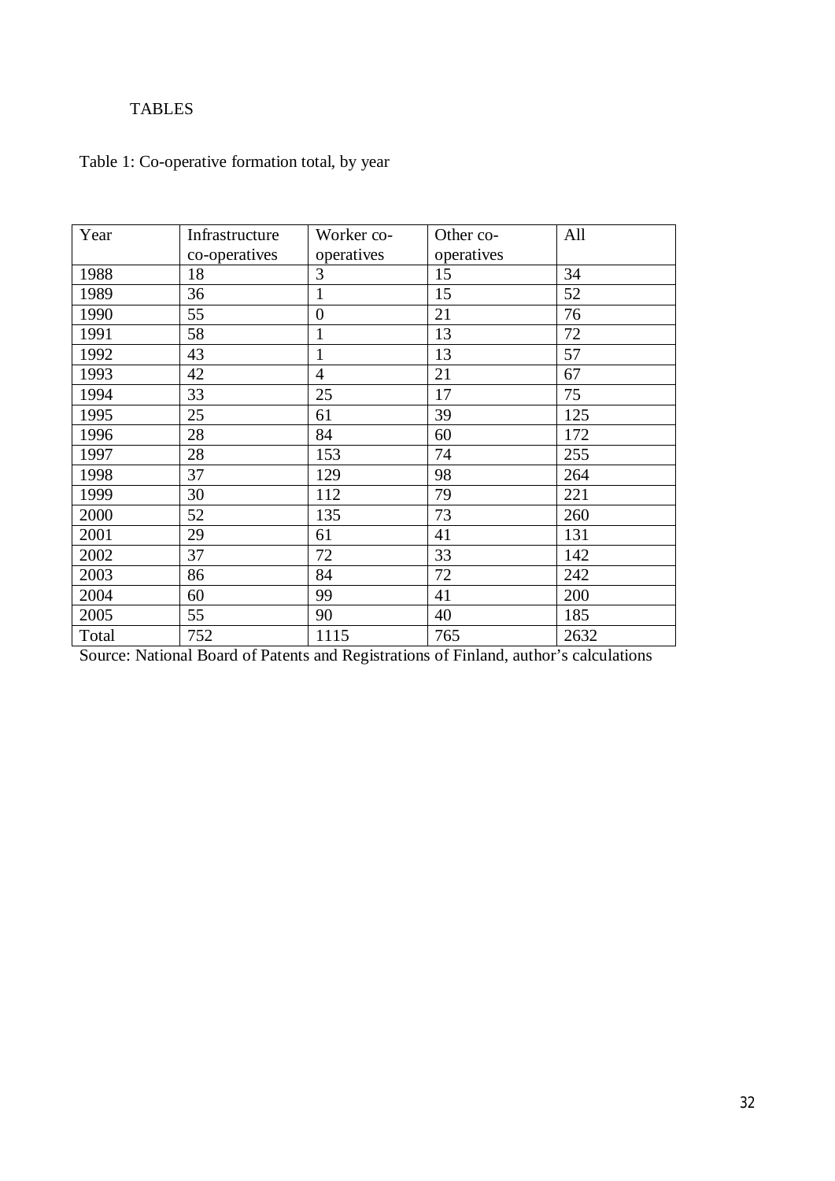TABLES

Table 1: Co-operative formation total, by year

| Year | Infrastructure co-operatives | Worker co-operatives | Other co-operatives | All |
|---|---|---|---|---|
| 1988 | 18 | 3 | 15 | 34 |
| 1989 | 36 | 1 | 15 | 52 |
| 1990 | 55 | 0 | 21 | 76 |
| 1991 | 58 | 1 | 13 | 72 |
| 1992 | 43 | 1 | 13 | 57 |
| 1993 | 42 | 4 | 21 | 67 |
| 1994 | 33 | 25 | 17 | 75 |
| 1995 | 25 | 61 | 39 | 125 |
| 1996 | 28 | 84 | 60 | 172 |
| 1997 | 28 | 153 | 74 | 255 |
| 1998 | 37 | 129 | 98 | 264 |
| 1999 | 30 | 112 | 79 | 221 |
| 2000 | 52 | 135 | 73 | 260 |
| 2001 | 29 | 61 | 41 | 131 |
| 2002 | 37 | 72 | 33 | 142 |
| 2003 | 86 | 84 | 72 | 242 |
| 2004 | 60 | 99 | 41 | 200 |
| 2005 | 55 | 90 | 40 | 185 |
| Total | 752 | 1115 | 765 | 2632 |

Source: National Board of Patents and Registrations of Finland, author's calculations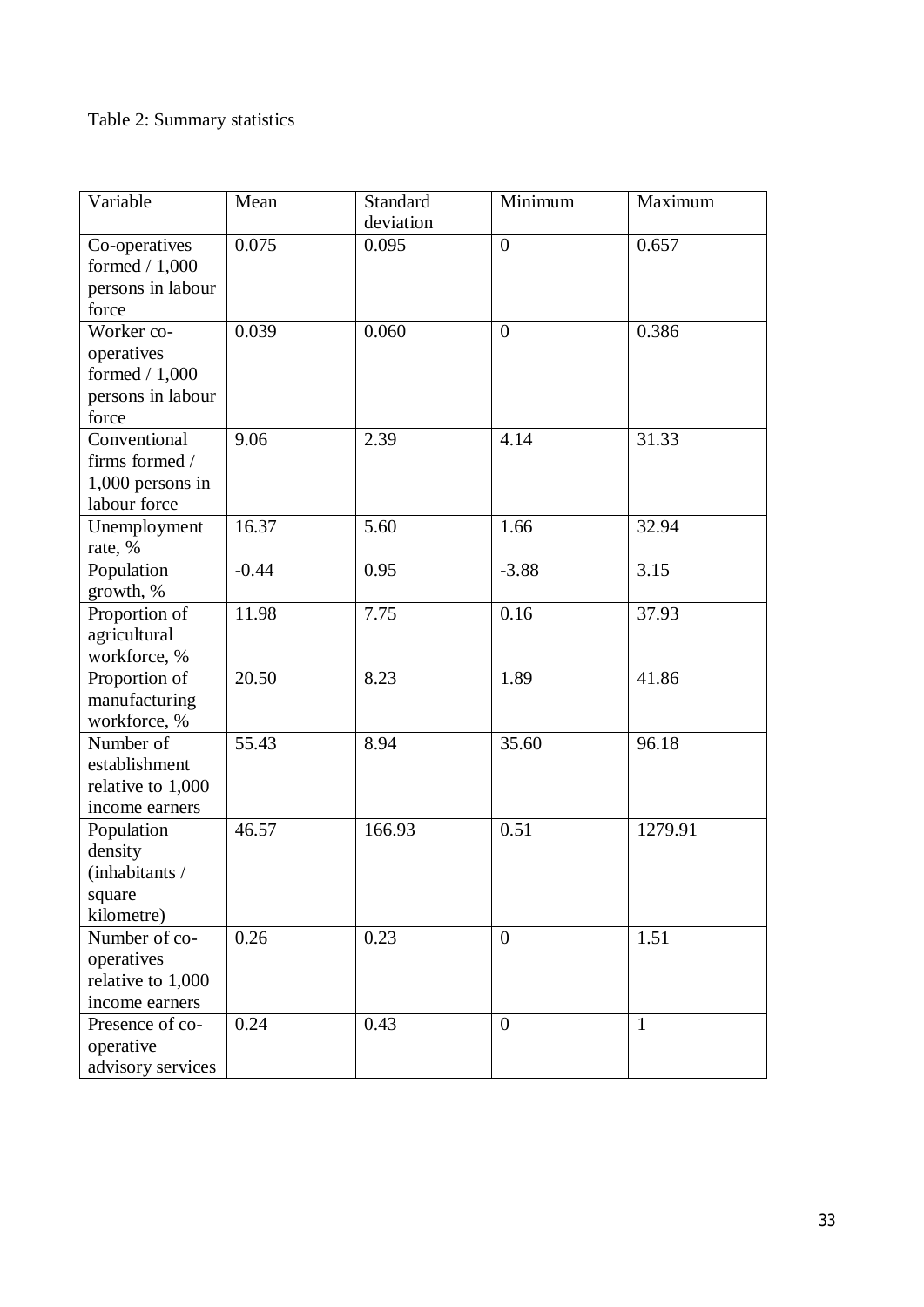Table 2: Summary statistics

| Variable | Mean | Standard deviation | Minimum | Maximum |
|---|---|---|---|---|
| Co-operatives formed / 1,000 persons in labour force | 0.075 | 0.095 | 0 | 0.657 |
| Worker co-operatives formed / 1,000 persons in labour force | 0.039 | 0.060 | 0 | 0.386 |
| Conventional firms formed / 1,000 persons in labour force | 9.06 | 2.39 | 4.14 | 31.33 |
| Unemployment rate, % | 16.37 | 5.60 | 1.66 | 32.94 |
| Population growth, % | -0.44 | 0.95 | -3.88 | 3.15 |
| Proportion of agricultural workforce, % | 11.98 | 7.75 | 0.16 | 37.93 |
| Proportion of manufacturing workforce, % | 20.50 | 8.23 | 1.89 | 41.86 |
| Number of establishment relative to 1,000 income earners | 55.43 | 8.94 | 35.60 | 96.18 |
| Population density (inhabitants / square kilometre) | 46.57 | 166.93 | 0.51 | 1279.91 |
| Number of co-operatives relative to 1,000 income earners | 0.26 | 0.23 | 0 | 1.51 |
| Presence of co-operative advisory services | 0.24 | 0.43 | 0 | 1 |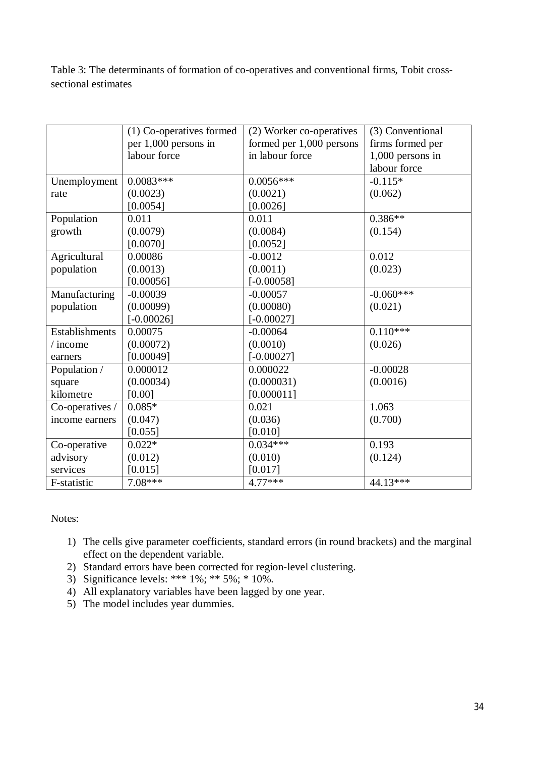Table 3: The determinants of formation of co-operatives and conventional firms, Tobit cross-sectional estimates

| | (1) Co-operatives formed per 1,000 persons in labour force | (2) Worker co-operatives formed per 1,000 persons in labour force | (3) Conventional firms formed per 1,000 persons in labour force |
|---|---|---|---|
| Unemployment rate | 0.0083***<br>(0.0023)<br>[0.0054] | 0.0056***<br>(0.0021)<br>[0.0026] | -0.115*<br>(0.062) |
| Population growth | 0.011<br>(0.0079)<br>[0.0070] | 0.011<br>(0.0084)<br>[0.0052] | 0.386**<br>(0.154) |
| Agricultural population | 0.00086<br>(0.0013)<br>[0.00056] | -0.0012<br>(0.0011)<br>[-0.00058] | 0.012<br>(0.023) |
| Manufacturing population | -0.00039<br>(0.00099)<br>[-0.00026] | -0.00057<br>(0.00080)<br>[-0.00027] | -0.060***<br>(0.021) |
| Establishments / income earners | 0.00075<br>(0.00072)<br>[0.00049] | -0.00064<br>(0.0010)<br>[-0.00027] | 0.110***<br>(0.026) |
| Population / square kilometre | 0.000012<br>(0.00034)<br>[0.00] | 0.000022<br>(0.000031)<br>[0.000011] | -0.00028<br>(0.0016) |
| Co-operatives / income earners | 0.085*<br>(0.047)<br>[0.055] | 0.021<br>(0.036)<br>[0.010] | 1.063<br>(0.700) |
| Co-operative advisory services | 0.022*<br>(0.012)<br>[0.015] | 0.034***<br>(0.010)<br>[0.017] | 0.193<br>(0.124) |
| F-statistic | 7.08*** | 4.77*** | 44.13*** |

Notes:

1) The cells give parameter coefficients, standard errors (in round brackets) and the marginal effect on the dependent variable.
2) Standard errors have been corrected for region-level clustering.
3) Significance levels: *** 1%; ** 5%; * 10%.
4) All explanatory variables have been lagged by one year.
5) The model includes year dummies.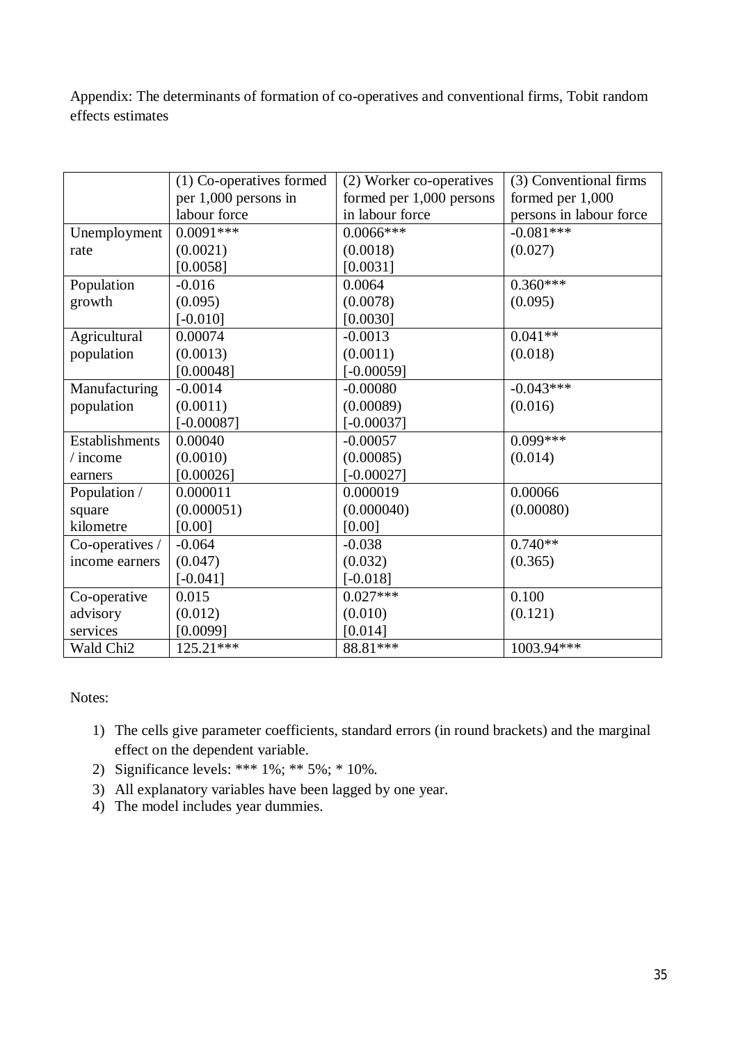Appendix: The determinants of formation of co-operatives and conventional firms, Tobit random effects estimates

| | (1) Co-operatives formed per 1,000 persons in labour force | (2) Worker co-operatives formed per 1,000 persons in labour force | (3) Conventional firms formed per 1,000 persons in labour force |
|---|---|---|---|
| Unemployment rate | 0.0091***<br>(0.0021)<br>[0.0058] | 0.0066***<br>(0.0018)<br>[0.0031] | -0.081***<br>(0.027) |
| Population growth | -0.016<br>(0.095)<br>[-0.010] | 0.0064<br>(0.0078)<br>[0.0030] | 0.360***<br>(0.095) |
| Agricultural population | 0.00074<br>(0.0013)<br>[0.00048] | -0.0013<br>(0.0011)<br>[-0.00059] | 0.041**<br>(0.018) |
| Manufacturing population | -0.0014<br>(0.0011)<br>[-0.00087] | -0.00080<br>(0.00089)<br>[-0.00037] | -0.043***<br>(0.016) |
| Establishments / income earners | 0.00040<br>(0.0010)<br>[0.00026] | -0.00057<br>(0.00085)<br>[-0.00027] | 0.099***<br>(0.014) |
| Population / square kilometre | 0.000011<br>(0.000051)<br>[0.00] | 0.000019<br>(0.000040)<br>[0.00] | 0.00066<br>(0.00080) |
| Co-operatives / income earners | -0.064<br>(0.047)<br>[-0.041] | -0.038<br>(0.032)<br>[-0.018] | 0.740**<br>(0.365) |
| Co-operative advisory services | 0.015<br>(0.012)<br>[0.0099] | 0.027***<br>(0.010)<br>[0.014] | 0.100<br>(0.121) |
| Wald Chi2 | 125.21*** | 88.81*** | 1003.94*** |

Notes:

1) The cells give parameter coefficients, standard errors (in round brackets) and the marginal effect on the dependent variable.
2) Significance levels: *** 1%; ** 5%; * 10%.
3) All explanatory variables have been lagged by one year.
4) The model includes year dummies.